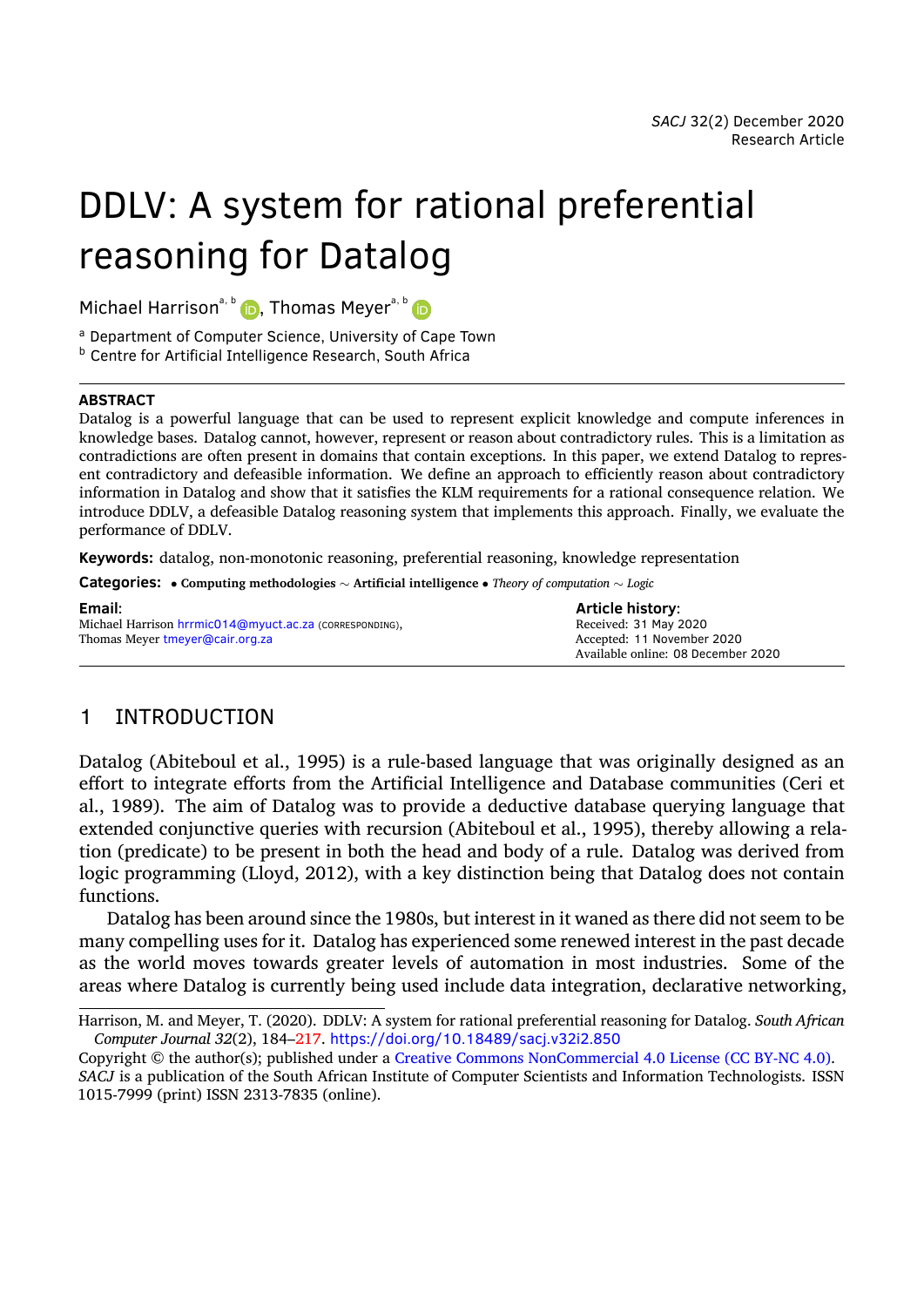# DDLV: A system for rational preferential reasoning for Datalog

Michael Harrison[a, b], Thomas Meyer[a, b]

[a] Department of Computer Science, University of Cape Town
[b] Centre for Artificial Intelligence Research, South Africa

---

**ABSTRACT**

Datalog is a powerful language that can be used to represent explicit knowledge and compute inferences in knowledge bases. Datalog cannot, however, represent or reason about contradictory rules. This is a limitation as contradictions are often present in domains that contain exceptions. In this paper, we extend Datalog to represent contradictory and defeasible information. We define an approach to efficiently reason about contradictory information in Datalog and show that it satisfies the KLM requirements for a rational consequence relation. We introduce DDLV, a defeasible Datalog reasoning system that implements this approach. Finally, we evaluate the performance of DDLV.

**Keywords:** datalog, non-monotonic reasoning, preferential reasoning, knowledge representation

**Categories:** • **Computing methodologies** ~ **Artificial intelligence** • *Theory of computation* ~ *Logic*

**Email**:
Michael Harrison hrrmic014@myuct.ac.za (CORRESPONDING),
Thomas Meyer tmeyer@cair.org.za

**Article history**:
Received: 31 May 2020
Accepted: 11 November 2020
Available online: 08 December 2020

---

## 1 INTRODUCTION

Datalog (Abiteboul et al., 1995) is a rule-based language that was originally designed as an effort to integrate efforts from the Artificial Intelligence and Database communities (Ceri et al., 1989). The aim of Datalog was to provide a deductive database querying language that extended conjunctive queries with recursion (Abiteboul et al., 1995), thereby allowing a relation (predicate) to be present in both the head and body of a rule. Datalog was derived from logic programming (Lloyd, 2012), with a key distinction being that Datalog does not contain functions.

Datalog has been around since the 1980s, but interest in it waned as there did not seem to be many compelling uses for it. Datalog has experienced some renewed interest in the past decade as the world moves towards greater levels of automation in most industries. Some of the areas where Datalog is currently being used include data integration, declarative networking,

---

Harrison, M. and Meyer, T. (2020). DDLV: A system for rational preferential reasoning for Datalog. *South African Computer Journal 32*(2), 184–217. https://doi.org/10.18489/sacj.v32i2.850

Copyright © the author(s); published under a Creative Commons NonCommercial 4.0 License (CC BY-NC 4.0).
*SACJ* is a publication of the South African Institute of Computer Scientists and Information Technologists. ISSN 1015-7999 (print) ISSN 2313-7835 (online).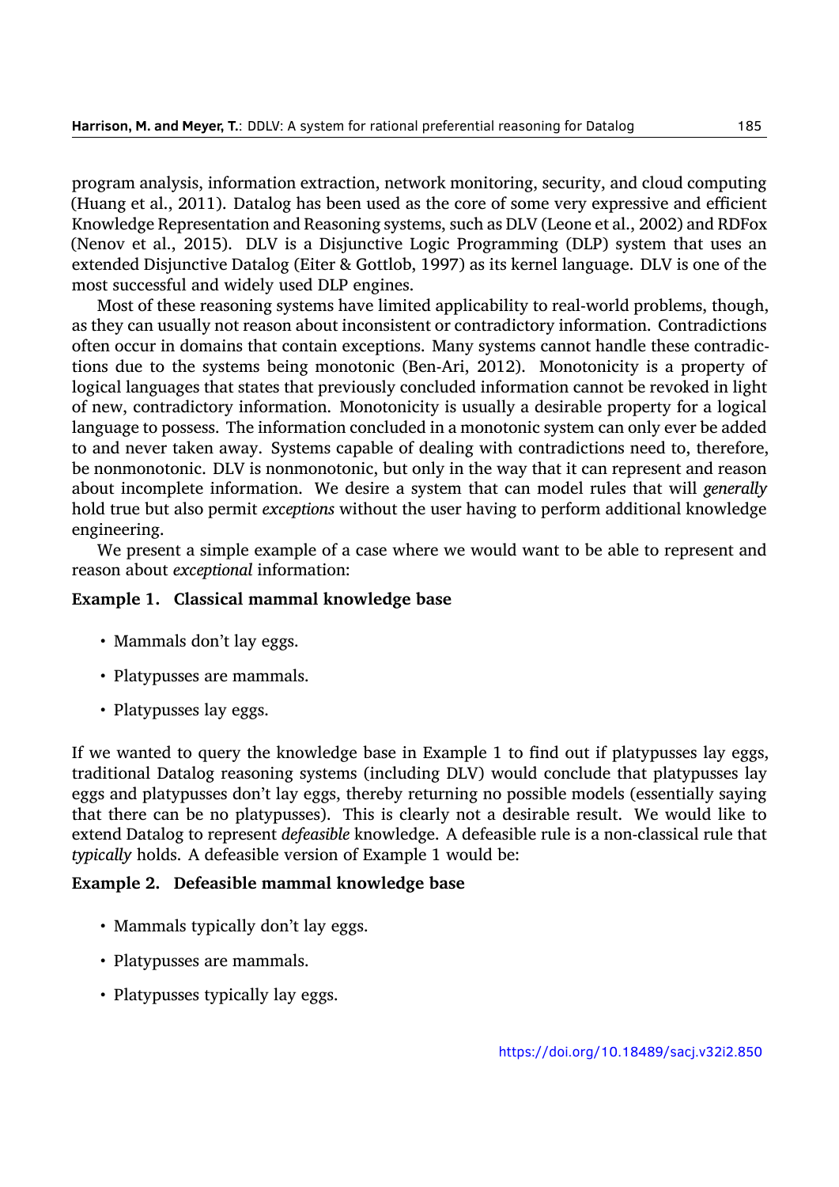program analysis, information extraction, network monitoring, security, and cloud computing (Huang et al., 2011). Datalog has been used as the core of some very expressive and efficient Knowledge Representation and Reasoning systems, such as DLV (Leone et al., 2002) and RDFox (Nenov et al., 2015). DLV is a Disjunctive Logic Programming (DLP) system that uses an extended Disjunctive Datalog (Eiter & Gottlob, 1997) as its kernel language. DLV is one of the most successful and widely used DLP engines.

Most of these reasoning systems have limited applicability to real-world problems, though, as they can usually not reason about inconsistent or contradictory information. Contradictions often occur in domains that contain exceptions. Many systems cannot handle these contradictions due to the systems being monotonic (Ben-Ari, 2012). Monotonicity is a property of logical languages that states that previously concluded information cannot be revoked in light of new, contradictory information. Monotonicity is usually a desirable property for a logical language to possess. The information concluded in a monotonic system can only ever be added to and never taken away. Systems capable of dealing with contradictions need to, therefore, be nonmonotonic. DLV is nonmonotonic, but only in the way that it can represent and reason about incomplete information. We desire a system that can model rules that will *generally* hold true but also permit *exceptions* without the user having to perform additional knowledge engineering.

We present a simple example of a case where we would want to be able to represent and reason about *exceptional* information:

**Example 1. Classical mammal knowledge base**

- Mammals don't lay eggs.
- Platypusses are mammals.
- Platypusses lay eggs.

If we wanted to query the knowledge base in Example 1 to find out if platypusses lay eggs, traditional Datalog reasoning systems (including DLV) would conclude that platypusses lay eggs and platypusses don't lay eggs, thereby returning no possible models (essentially saying that there can be no platypusses). This is clearly not a desirable result. We would like to extend Datalog to represent *defeasible* knowledge. A defeasible rule is a non-classical rule that *typically* holds. A defeasible version of Example 1 would be:

**Example 2. Defeasible mammal knowledge base**

- Mammals typically don't lay eggs.
- Platypusses are mammals.
- Platypusses typically lay eggs.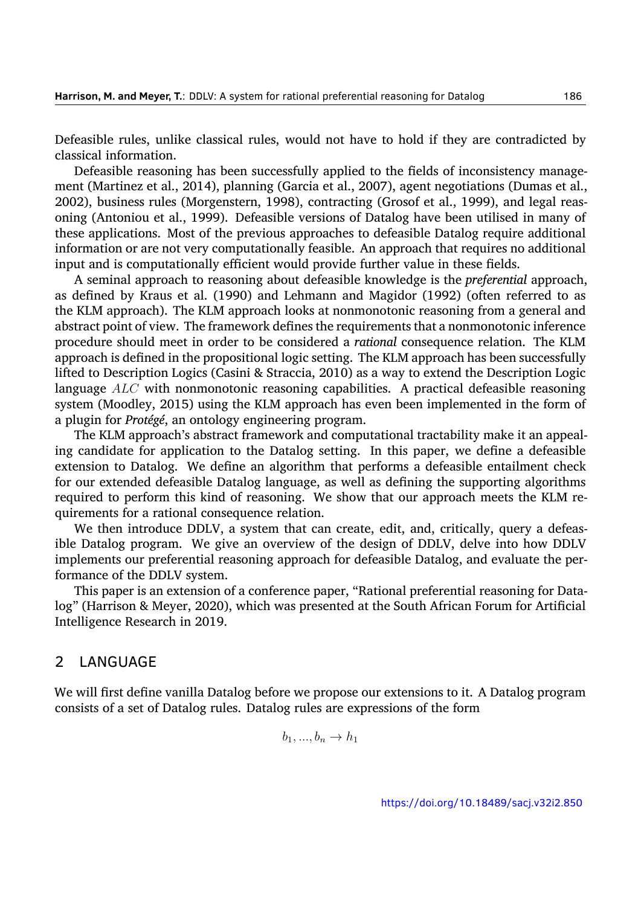Defeasible rules, unlike classical rules, would not have to hold if they are contradicted by classical information.

Defeasible reasoning has been successfully applied to the fields of inconsistency management (Martinez et al., 2014), planning (Garcia et al., 2007), agent negotiations (Dumas et al., 2002), business rules (Morgenstern, 1998), contracting (Grosof et al., 1999), and legal reasoning (Antoniou et al., 1999). Defeasible versions of Datalog have been utilised in many of these applications. Most of the previous approaches to defeasible Datalog require additional information or are not very computationally feasible. An approach that requires no additional input and is computationally efficient would provide further value in these fields.

A seminal approach to reasoning about defeasible knowledge is the *preferential* approach, as defined by Kraus et al. (1990) and Lehmann and Magidor (1992) (often referred to as the KLM approach). The KLM approach looks at nonmonotonic reasoning from a general and abstract point of view. The framework defines the requirements that a nonmonotonic inference procedure should meet in order to be considered a *rational* consequence relation. The KLM approach is defined in the propositional logic setting. The KLM approach has been successfully lifted to Description Logics (Casini & Straccia, 2010) as a way to extend the Description Logic language $ALC$ with nonmonotonic reasoning capabilities. A practical defeasible reasoning system (Moodley, 2015) using the KLM approach has even been implemented in the form of a plugin for *Protégé*, an ontology engineering program.

The KLM approach's abstract framework and computational tractability make it an appealing candidate for application to the Datalog setting. In this paper, we define a defeasible extension to Datalog. We define an algorithm that performs a defeasible entailment check for our extended defeasible Datalog language, as well as defining the supporting algorithms required to perform this kind of reasoning. We show that our approach meets the KLM requirements for a rational consequence relation.

We then introduce DDLV, a system that can create, edit, and, critically, query a defeasible Datalog program. We give an overview of the design of DDLV, delve into how DDLV implements our preferential reasoning approach for defeasible Datalog, and evaluate the performance of the DDLV system.

This paper is an extension of a conference paper, "Rational preferential reasoning for Datalog" (Harrison & Meyer, 2020), which was presented at the South African Forum for Artificial Intelligence Research in 2019.

## 2 LANGUAGE

We will first define vanilla Datalog before we propose our extensions to it. A Datalog program consists of a set of Datalog rules. Datalog rules are expressions of the form

$$b_1, ..., b_n \rightarrow h_1$$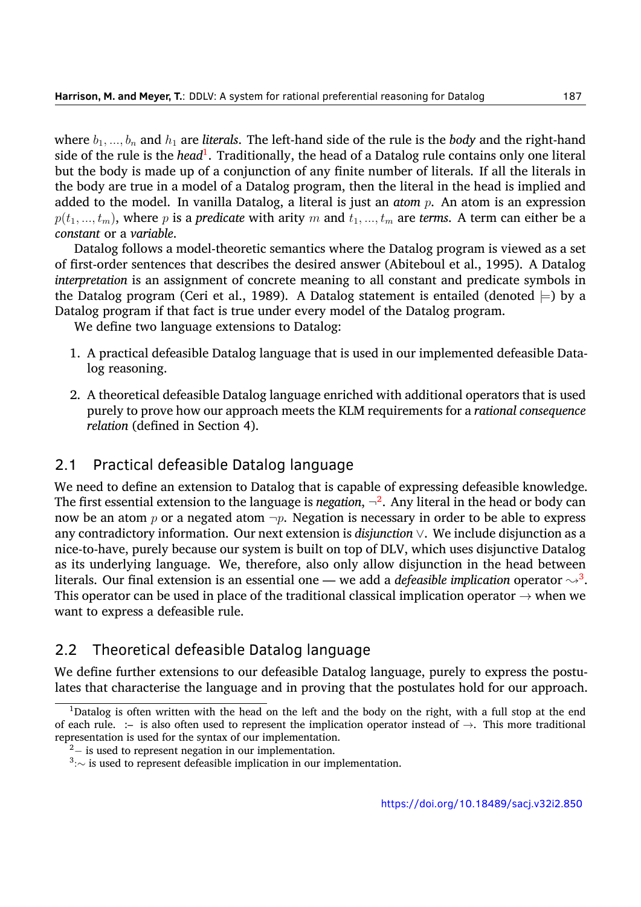where $b_1, ..., b_n$ and $h_1$ are *literals*. The left-hand side of the rule is the *body* and the right-hand side of the rule is the *head*[1]. Traditionally, the head of a Datalog rule contains only one literal but the body is made up of a conjunction of any finite number of literals. If all the literals in the body are true in a model of a Datalog program, then the literal in the head is implied and added to the model. In vanilla Datalog, a literal is just an *atom* $p$. An atom is an expression $p(t_1, ..., t_m)$, where $p$ is a *predicate* with arity $m$ and $t_1, ..., t_m$ are *terms*. A term can either be a *constant* or a *variable*.

Datalog follows a model-theoretic semantics where the Datalog program is viewed as a set of first-order sentences that describes the desired answer (Abiteboul et al., 1995). A Datalog *interpretation* is an assignment of concrete meaning to all constant and predicate symbols in the Datalog program (Ceri et al., 1989). A Datalog statement is entailed (denoted $\models$) by a Datalog program if that fact is true under every model of the Datalog program.

We define two language extensions to Datalog:

1. A practical defeasible Datalog language that is used in our implemented defeasible Datalog reasoning.
2. A theoretical defeasible Datalog language enriched with additional operators that is used purely to prove how our approach meets the KLM requirements for a *rational consequence relation* (defined in Section 4).

## 2.1 Practical defeasible Datalog language

We need to define an extension to Datalog that is capable of expressing defeasible knowledge. The first essential extension to the language is *negation*, $\neg$[2]. Any literal in the head or body can now be an atom $p$ or a negated atom $\neg p$. Negation is necessary in order to be able to express any contradictory information. Our next extension is *disjunction* $\vee$. We include disjunction as a nice-to-have, purely because our system is built on top of DLV, which uses disjunctive Datalog as its underlying language. We, therefore, also only allow disjunction in the head between literals. Our final extension is an essential one — we add a *defeasible implication* operator $\rightsquigarrow$[3]. This operator can be used in place of the traditional classical implication operator $\rightarrow$ when we want to express a defeasible rule.

## 2.2 Theoretical defeasible Datalog language

We define further extensions to our defeasible Datalog language, purely to express the postulates that characterise the language and in proving that the postulates hold for our approach.

---

[1] Datalog is often written with the head on the left and the body on the right, with a full stop at the end of each rule. :– is also often used to represent the implication operator instead of $\rightarrow$. This more traditional representation is used for the syntax of our implementation.

[2] – is used to represent negation in our implementation.

[3] :~ is used to represent defeasible implication in our implementation.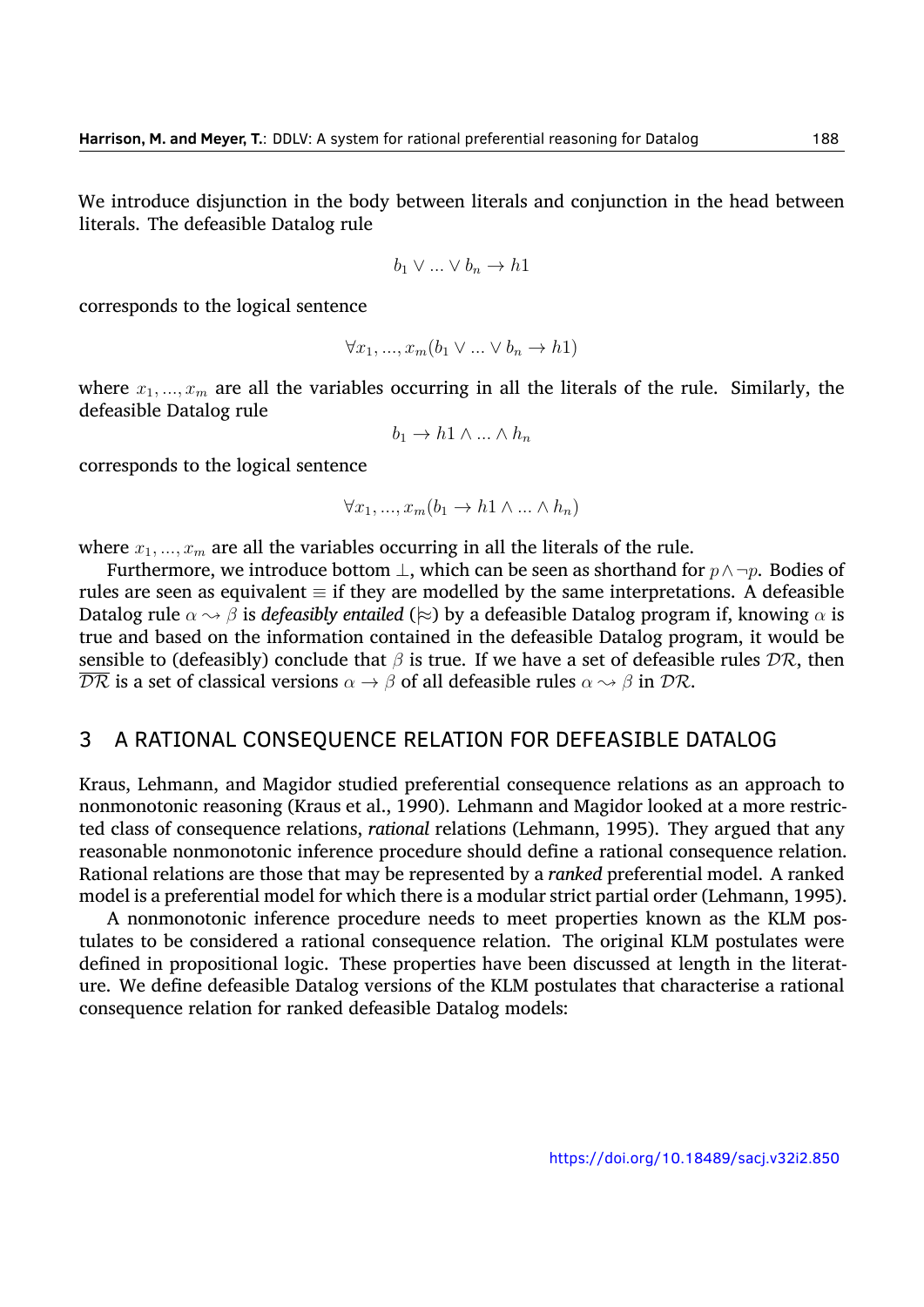We introduce disjunction in the body between literals and conjunction in the head between literals. The defeasible Datalog rule

$$b_1 \vee ... \vee b_n \rightarrow h1$$

corresponds to the logical sentence

$$\forall x_1, ..., x_m(b_1 \vee ... \vee b_n \rightarrow h1)$$

where $x_1, ..., x_m$ are all the variables occurring in all the literals of the rule. Similarly, the defeasible Datalog rule

$$b_1 \rightarrow h1 \wedge ... \wedge h_n$$

corresponds to the logical sentence

$$\forall x_1, ..., x_m(b_1 \rightarrow h1 \wedge ... \wedge h_n)$$

where $x_1, ..., x_m$ are all the variables occurring in all the literals of the rule.

Furthermore, we introduce bottom $\bot$, which can be seen as shorthand for $p \wedge \neg p$. Bodies of rules are seen as equivalent $\equiv$ if they are modelled by the same interpretations. A defeasible Datalog rule $\alpha \rightsquigarrow \beta$ is ***defeasibly entailed*** ($\approx$) by a defeasible Datalog program if, knowing $\alpha$ is true and based on the information contained in the defeasible Datalog program, it would be sensible to (defeasibly) conclude that $\beta$ is true. If we have a set of defeasible rules $\mathcal{DR}$, then $\overline{\mathcal{DR}}$ is a set of classical versions $\alpha \rightarrow \beta$ of all defeasible rules $\alpha \rightsquigarrow \beta$ in $\mathcal{DR}$.

## 3 A RATIONAL CONSEQUENCE RELATION FOR DEFEASIBLE DATALOG

Kraus, Lehmann, and Magidor studied preferential consequence relations as an approach to nonmonotonic reasoning (Kraus et al., 1990). Lehmann and Magidor looked at a more restricted class of consequence relations, ***rational*** relations (Lehmann, 1995). They argued that any reasonable nonmonotonic inference procedure should define a rational consequence relation. Rational relations are those that may be represented by a ***ranked*** preferential model. A ranked model is a preferential model for which there is a modular strict partial order (Lehmann, 1995).

A nonmonotonic inference procedure needs to meet properties known as the KLM postulates to be considered a rational consequence relation. The original KLM postulates were defined in propositional logic. These properties have been discussed at length in the literature. We define defeasible Datalog versions of the KLM postulates that characterise a rational consequence relation for ranked defeasible Datalog models: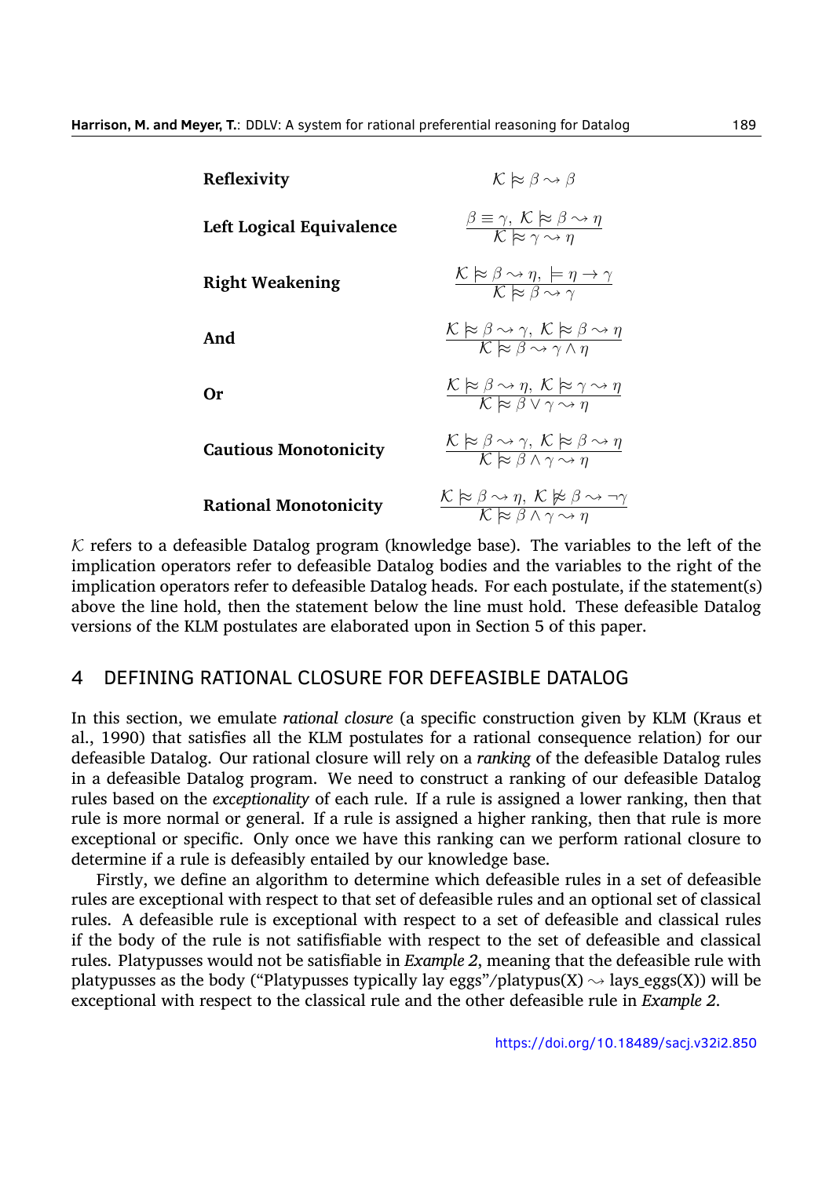**Reflexivity** $\mathcal{K} \approx \beta \rightsquigarrow \beta$

**Left Logical Equivalence** $\dfrac{\beta \equiv \gamma,\ \mathcal{K} \approx \beta \rightsquigarrow \eta}{\mathcal{K} \approx \gamma \rightsquigarrow \eta}$

**Right Weakening** $\dfrac{\mathcal{K} \approx \beta \rightsquigarrow \eta,\ \models \eta \rightarrow \gamma}{\mathcal{K} \approx \beta \rightsquigarrow \gamma}$

**And** $\dfrac{\mathcal{K} \approx \beta \rightsquigarrow \gamma,\ \mathcal{K} \approx \beta \rightsquigarrow \eta}{\mathcal{K} \approx \beta \rightsquigarrow \gamma \wedge \eta}$

**Or** $\dfrac{\mathcal{K} \approx \beta \rightsquigarrow \eta,\ \mathcal{K} \approx \gamma \rightsquigarrow \eta}{\mathcal{K} \approx \beta \vee \gamma \rightsquigarrow \eta}$

**Cautious Monotonicity** $\dfrac{\mathcal{K} \approx \beta \rightsquigarrow \gamma,\ \mathcal{K} \approx \beta \rightsquigarrow \eta}{\mathcal{K} \approx \beta \wedge \gamma \rightsquigarrow \eta}$

**Rational Monotonicity** $\dfrac{\mathcal{K} \approx \beta \rightsquigarrow \eta,\ \mathcal{K} \not\approx \beta \rightsquigarrow \neg\gamma}{\mathcal{K} \approx \beta \wedge \gamma \rightsquigarrow \eta}$

$\mathcal{K}$ refers to a defeasible Datalog program (knowledge base). The variables to the left of the implication operators refer to defeasible Datalog bodies and the variables to the right of the implication operators refer to defeasible Datalog heads. For each postulate, if the statement(s) above the line hold, then the statement below the line must hold. These defeasible Datalog versions of the KLM postulates are elaborated upon in Section 5 of this paper.

## 4 DEFINING RATIONAL CLOSURE FOR DEFEASIBLE DATALOG

In this section, we emulate *rational closure* (a specific construction given by KLM (Kraus et al., 1990) that satisfies all the KLM postulates for a rational consequence relation) for our defeasible Datalog. Our rational closure will rely on a *ranking* of the defeasible Datalog rules in a defeasible Datalog program. We need to construct a ranking of our defeasible Datalog rules based on the *exceptionality* of each rule. If a rule is assigned a lower ranking, then that rule is more normal or general. If a rule is assigned a higher ranking, then that rule is more exceptional or specific. Only once we have this ranking can we perform rational closure to determine if a rule is defeasibly entailed by our knowledge base.

Firstly, we define an algorithm to determine which defeasible rules in a set of defeasible rules are exceptional with respect to that set of defeasible rules and an optional set of classical rules. A defeasible rule is exceptional with respect to a set of defeasible and classical rules if the body of the rule is not satisfiable with respect to the set of defeasible and classical rules. Platypusses would not be satisfiable in *Example 2*, meaning that the defeasible rule with platypusses as the body ("Platypusses typically lay eggs"/platypus(X) $\rightsquigarrow$ lays_eggs(X)) will be exceptional with respect to the classical rule and the other defeasible rule in *Example 2*.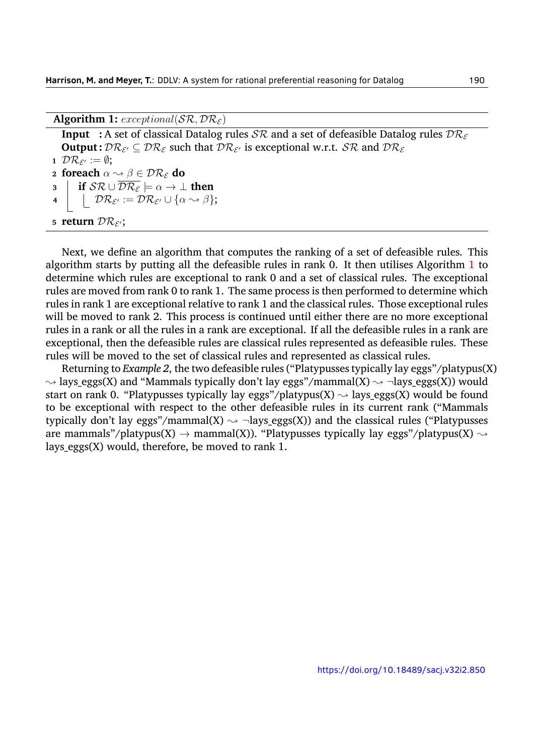**Algorithm 1:** $exceptional(\mathcal{SR}, \mathcal{DR}_{\mathcal{E}})$

**Input :** A set of classical Datalog rules $\mathcal{SR}$ and a set of defeasible Datalog rules $\mathcal{DR}_{\mathcal{E}}$
**Output :** $\mathcal{DR}_{\mathcal{E}'} \subseteq \mathcal{DR}_{\mathcal{E}}$ such that $\mathcal{DR}_{\mathcal{E}'}$ is exceptional w.r.t. $\mathcal{SR}$ and $\mathcal{DR}_{\mathcal{E}}$

```
1 DR_E' := ∅;
2 foreach α ⇝ β ∈ DR_E do
3     if SR ∪ overline(DR_E) ⊨ α → ⊥ then
4         DR_E' := DR_E' ∪ {α ⇝ β};
5 return DR_E';
```

Next, we define an algorithm that computes the ranking of a set of defeasible rules. This algorithm starts by putting all the defeasible rules in rank 0. It then utilises Algorithm 1 to determine which rules are exceptional to rank 0 and a set of classical rules. The exceptional rules are moved from rank 0 to rank 1. The same process is then performed to determine which rules in rank 1 are exceptional relative to rank 1 and the classical rules. Those exceptional rules will be moved to rank 2. This process is continued until either there are no more exceptional rules in a rank or all the rules in a rank are exceptional. If all the defeasible rules in a rank are exceptional, then the defeasible rules are classical rules represented as defeasible rules. These rules will be moved to the set of classical rules and represented as classical rules.

Returning to *Example 2*, the two defeasible rules ("Platypusses typically lay eggs"/platypus(X) $\rightsquigarrow$ lays_eggs(X) and "Mammals typically don't lay eggs"/mammal(X) $\rightsquigarrow$ $\neg$lays_eggs(X)) would start on rank 0. "Platypusses typically lay eggs"/platypus(X) $\rightsquigarrow$ lays_eggs(X) would be found to be exceptional with respect to the other defeasible rules in its current rank ("Mammals typically don't lay eggs"/mammal(X) $\rightsquigarrow$ $\neg$lays_eggs(X)) and the classical rules ("Platypusses are mammals"/platypus(X) $\rightarrow$ mammal(X)). "Platypusses typically lay eggs"/platypus(X) $\rightsquigarrow$ lays_eggs(X) would, therefore, be moved to rank 1.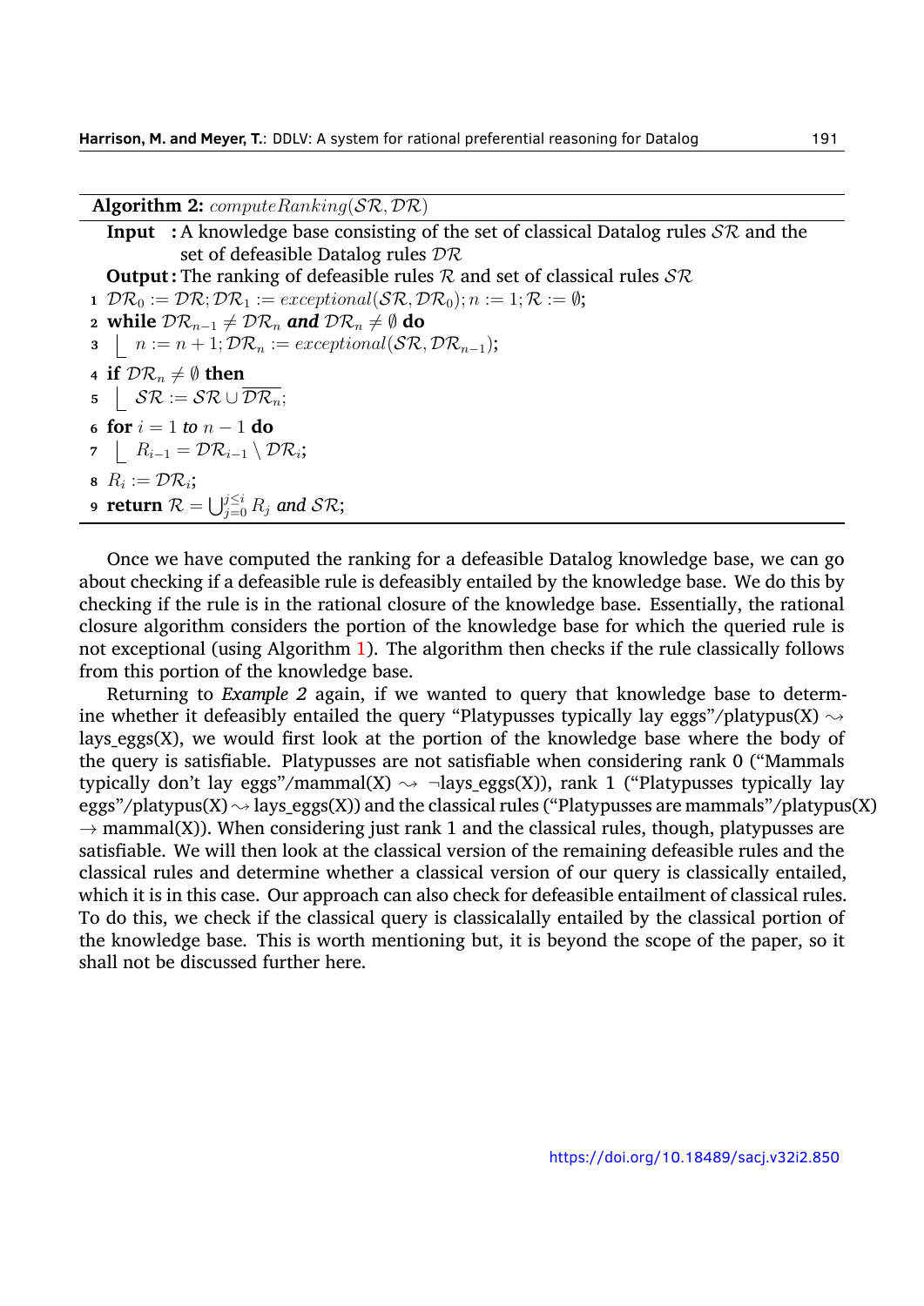**Algorithm 2:** $computeRanking(\mathcal{SR}, \mathcal{DR})$

**Input :** A knowledge base consisting of the set of classical Datalog rules $\mathcal{SR}$ and the set of defeasible Datalog rules $\mathcal{DR}$

**Output :** The ranking of defeasible rules $\mathcal{R}$ and set of classical rules $\mathcal{SR}$

```
1 DR_0 := DR; DR_1 := exceptional(SR, DR_0); n := 1; R := ∅;
2 while DR_{n-1} ≠ DR_n and DR_n ≠ ∅ do
3 |   n := n + 1; DR_n := exceptional(SR, DR_{n-1});
4 if DR_n ≠ ∅ then
5 |   SR := SR ∪ overline(DR_n);
6 for i = 1 to n − 1 do
7 |   R_{i-1} = DR_{i-1} \ DR_i;
8 R_i := DR_i;
9 return R = ⋃_{j=0}^{j≤i} R_j and SR;
```

1. $\mathcal{DR}_0 := \mathcal{DR}; \mathcal{DR}_1 := exceptional(\mathcal{SR}, \mathcal{DR}_0); n := 1; \mathcal{R} := \emptyset$;
2. **while** $\mathcal{DR}_{n-1} \neq \mathcal{DR}_n$ ***and*** $\mathcal{DR}_n \neq \emptyset$ **do**
3. $\quad n := n + 1; \mathcal{DR}_n := exceptional(\mathcal{SR}, \mathcal{DR}_{n-1})$;
4. **if** $\mathcal{DR}_n \neq \emptyset$ **then**
5. $\quad \mathcal{SR} := \mathcal{SR} \cup \overline{\mathcal{DR}_n}$;
6. **for** $i = 1$ *to* $n - 1$ **do**
7. $\quad R_{i-1} = \mathcal{DR}_{i-1} \setminus \mathcal{DR}_i$;
8. $R_i := \mathcal{DR}_i$;
9. **return** $\mathcal{R} = \bigcup_{j=0}^{j \leq i} R_j$ *and* $\mathcal{SR}$;

Once we have computed the ranking for a defeasible Datalog knowledge base, we can go about checking if a defeasible rule is defeasibly entailed by the knowledge base. We do this by checking if the rule is in the rational closure of the knowledge base. Essentially, the rational closure algorithm considers the portion of the knowledge base for which the queried rule is not exceptional (using Algorithm 1). The algorithm then checks if the rule classically follows from this portion of the knowledge base.

Returning to *Example 2* again, if we wanted to query that knowledge base to determine whether it defeasibly entailed the query "Platypusses typically lay eggs"/platypus(X) $\rightsquigarrow$ lays_eggs(X), we would first look at the portion of the knowledge base where the body of the query is satisfiable. Platypusses are not satisfiable when considering rank 0 ("Mammals typically don't lay eggs"/mammal(X) $\rightsquigarrow$ $\neg$lays_eggs(X)), rank 1 ("Platypusses typically lay eggs"/platypus(X) $\rightsquigarrow$ lays_eggs(X)) and the classical rules ("Platypusses are mammals"/platypus(X) $\rightarrow$ mammal(X)). When considering just rank 1 and the classical rules, though, platypusses are satisfiable. We will then look at the classical version of the remaining defeasible rules and the classical rules and determine whether a classical version of our query is classically entailed, which it is in this case. Our approach can also check for defeasible entailment of classical rules. To do this, we check if the classical query is classicalally entailed by the classical portion of the knowledge base. This is worth mentioning but, it is beyond the scope of the paper, so it shall not be discussed further here.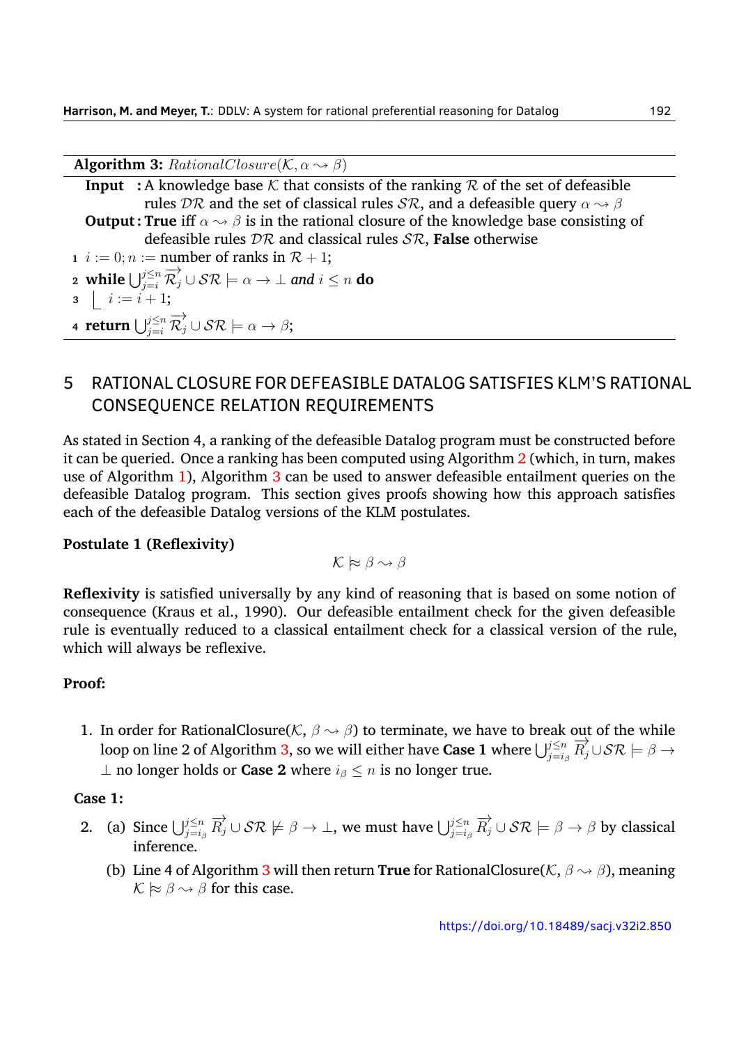**Algorithm 3:** $RationalClosure(\mathcal{K}, \alpha \rightsquigarrow \beta)$

**Input :** A knowledge base $\mathcal{K}$ that consists of the ranking $\mathcal{R}$ of the set of defeasible rules $\mathcal{DR}$ and the set of classical rules $\mathcal{SR}$, and a defeasible query $\alpha \rightsquigarrow \beta$

**Output :** **True** iff $\alpha \rightsquigarrow \beta$ is in the rational closure of the knowledge base consisting of defeasible rules $\mathcal{DR}$ and classical rules $\mathcal{SR}$, **False** otherwise

```
1 i := 0; n := number of ranks in R + 1;
2 while ⋃_{j=i}^{j≤n} R⃗_j ∪ SR ⊨ α → ⊥ and i ≤ n do
3 |  i := i + 1;
4 return ⋃_{j=i}^{j≤n} R⃗_j ∪ SR ⊨ α → β;
```

## 5 RATIONAL CLOSURE FOR DEFEASIBLE DATALOG SATISFIES KLM'S RATIONAL CONSEQUENCE RELATION REQUIREMENTS

As stated in Section 4, a ranking of the defeasible Datalog program must be constructed before it can be queried. Once a ranking has been computed using Algorithm 2 (which, in turn, makes use of Algorithm 1), Algorithm 3 can be used to answer defeasible entailment queries on the defeasible Datalog program. This section gives proofs showing how this approach satisfies each of the defeasible Datalog versions of the KLM postulates.

**Postulate 1 (Reflexivity)**

$$\mathcal{K} \approx \beta \rightsquigarrow \beta$$

**Reflexivity** is satisfied universally by any kind of reasoning that is based on some notion of consequence (Kraus et al., 1990). Our defeasible entailment check for the given defeasible rule is eventually reduced to a classical entailment check for a classical version of the rule, which will always be reflexive.

**Proof:**

1. In order for RationalClosure($\mathcal{K}$, $\beta \rightsquigarrow \beta$) to terminate, we have to break out of the while loop on line 2 of Algorithm 3, so we will either have **Case 1** where $\bigcup_{j=i_\beta}^{j\leq n} \overrightarrow{R_j} \cup \mathcal{SR} \models \beta \rightarrow \bot$ no longer holds or **Case 2** where $i_\beta \leq n$ is no longer true.

**Case 1:**

2. (a) Since $\bigcup_{j=i_\beta}^{j\leq n} \overrightarrow{R_j} \cup \mathcal{SR} \not\models \beta \rightarrow \bot$, we must have $\bigcup_{j=i_\beta}^{j\leq n} \overrightarrow{R_j} \cup \mathcal{SR} \models \beta \rightarrow \beta$ by classical inference.

   (b) Line 4 of Algorithm 3 will then return **True** for RationalClosure($\mathcal{K}$, $\beta \rightsquigarrow \beta$), meaning $\mathcal{K} \approx \beta \rightsquigarrow \beta$ for this case.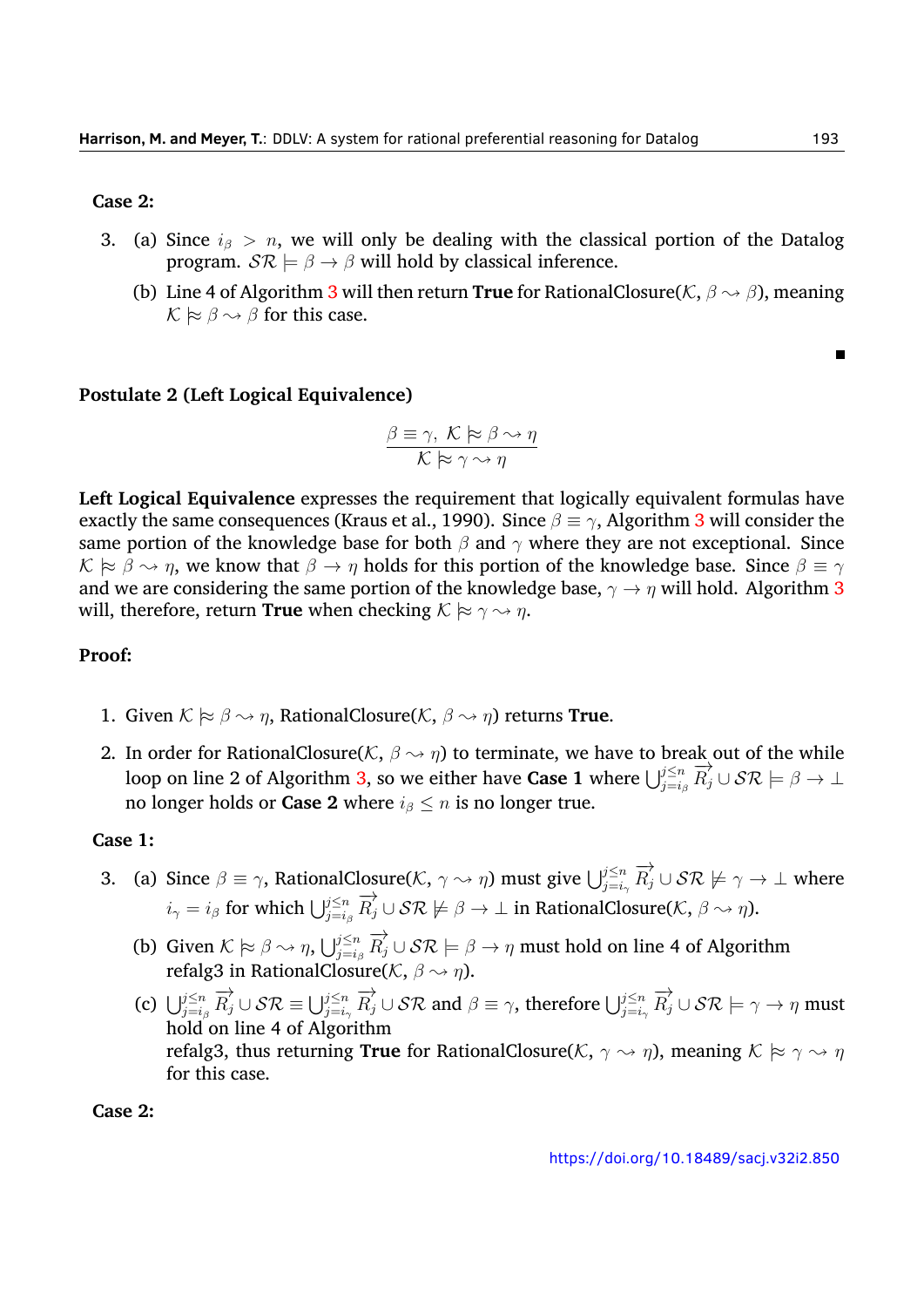**Case 2:**

3. (a) Since $i_\beta > n$, we will only be dealing with the classical portion of the Datalog program. $\mathcal{SR} \models \beta \to \beta$ will hold by classical inference.

   (b) Line 4 of Algorithm 3 will then return **True** for RationalClosure($\mathcal{K}$, $\beta \rightsquigarrow \beta$), meaning $\mathcal{K} \approx\models \beta \rightsquigarrow \beta$ for this case.

■

**Postulate 2 (Left Logical Equivalence)**

$$\frac{\beta \equiv \gamma,\ \mathcal{K} \approx\models \beta \rightsquigarrow \eta}{\mathcal{K} \approx\models \gamma \rightsquigarrow \eta}$$

**Left Logical Equivalence** expresses the requirement that logically equivalent formulas have exactly the same consequences (Kraus et al., 1990). Since $\beta \equiv \gamma$, Algorithm 3 will consider the same portion of the knowledge base for both $\beta$ and $\gamma$ where they are not exceptional. Since $\mathcal{K} \approx\models \beta \rightsquigarrow \eta$, we know that $\beta \to \eta$ holds for this portion of the knowledge base. Since $\beta \equiv \gamma$ and we are considering the same portion of the knowledge base, $\gamma \to \eta$ will hold. Algorithm 3 will, therefore, return **True** when checking $\mathcal{K} \approx\models \gamma \rightsquigarrow \eta$.

**Proof:**

1. Given $\mathcal{K} \approx\models \beta \rightsquigarrow \eta$, RationalClosure($\mathcal{K}$, $\beta \rightsquigarrow \eta$) returns **True**.

2. In order for RationalClosure($\mathcal{K}$, $\beta \rightsquigarrow \eta$) to terminate, we have to break out of the while loop on line 2 of Algorithm 3, so we either have **Case 1** where $\bigcup_{j=i_\beta}^{j\leq n} \overrightarrow{R_j} \cup \mathcal{SR} \models \beta \to \bot$ no longer holds or **Case 2** where $i_\beta \leq n$ is no longer true.

**Case 1:**

3. (a) Since $\beta \equiv \gamma$, RationalClosure($\mathcal{K}$, $\gamma \rightsquigarrow \eta$) must give $\bigcup_{j=i_\gamma}^{j\leq n} \overrightarrow{R_j} \cup \mathcal{SR} \not\models \gamma \to \bot$ where $i_\gamma = i_\beta$ for which $\bigcup_{j=i_\beta}^{j\leq n} \overrightarrow{R_j} \cup \mathcal{SR} \not\models \beta \to \bot$ in RationalClosure($\mathcal{K}$, $\beta \rightsquigarrow \eta$).

   (b) Given $\mathcal{K} \approx\models \beta \rightsquigarrow \eta$, $\bigcup_{j=i_\beta}^{j\leq n} \overrightarrow{R_j} \cup \mathcal{SR} \models \beta \to \eta$ must hold on line 4 of Algorithm refalg3 in RationalClosure($\mathcal{K}$, $\beta \rightsquigarrow \eta$).

   (c) $\bigcup_{j=i_\beta}^{j\leq n} \overrightarrow{R_j} \cup \mathcal{SR} \equiv \bigcup_{j=i_\gamma}^{j\leq n} \overrightarrow{R_j} \cup \mathcal{SR}$ and $\beta \equiv \gamma$, therefore $\bigcup_{j=i_\gamma}^{j\leq n} \overrightarrow{R_j} \cup \mathcal{SR} \models \gamma \to \eta$ must hold on line 4 of Algorithm refalg3, thus returning **True** for RationalClosure($\mathcal{K}$, $\gamma \rightsquigarrow \eta$), meaning $\mathcal{K} \approx\models \gamma \rightsquigarrow \eta$ for this case.

**Case 2:**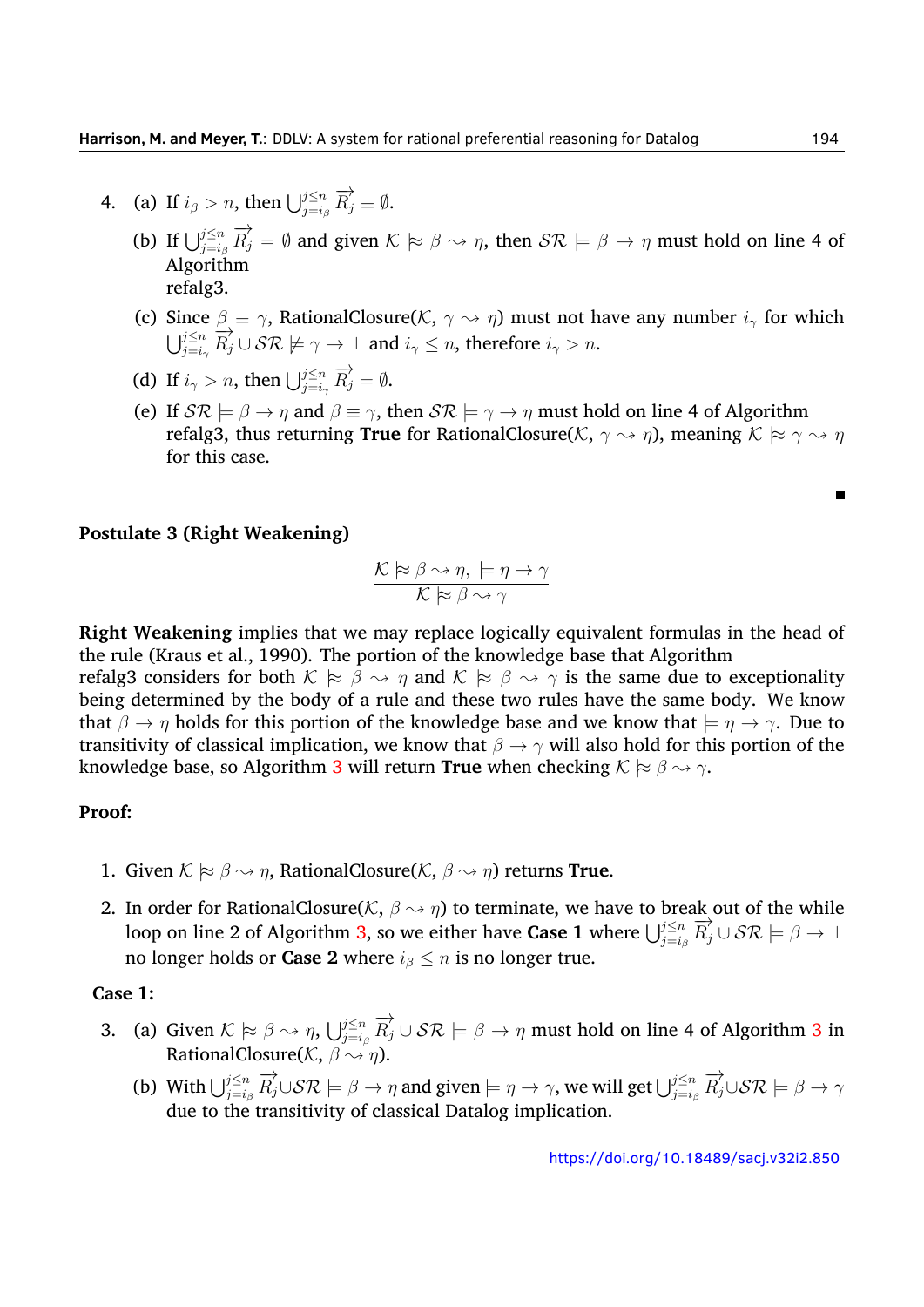4. (a) If $i_\beta > n$, then $\bigcup_{j=i_\beta}^{j\leq n} \overrightarrow{R_j} \equiv \emptyset$.

   (b) If $\bigcup_{j=i_\beta}^{j\leq n} \overrightarrow{R_j} = \emptyset$ and given $\mathcal{K} \not\approx \beta \rightsquigarrow \eta$, then $\mathcal{SR} \models \beta \rightarrow \eta$ must hold on line 4 of Algorithm
   refalg3.

   (c) Since $\beta \equiv \gamma$, RationalClosure($\mathcal{K}$, $\gamma \rightsquigarrow \eta$) must not have any number $i_\gamma$ for which $\bigcup_{j=i_\gamma}^{j\leq n} \overrightarrow{R_j} \cup \mathcal{SR} \not\models \gamma \rightarrow \bot$ and $i_\gamma \leq n$, therefore $i_\gamma > n$.

   (d) If $i_\gamma > n$, then $\bigcup_{j=i_\gamma}^{j\leq n} \overrightarrow{R_j} = \emptyset$.

   (e) If $\mathcal{SR} \models \beta \rightarrow \eta$ and $\beta \equiv \gamma$, then $\mathcal{SR} \models \gamma \rightarrow \eta$ must hold on line 4 of Algorithm
   refalg3, thus returning **True** for RationalClosure($\mathcal{K}$, $\gamma \rightsquigarrow \eta$), meaning $\mathcal{K} \approx \gamma \rightsquigarrow \eta$ for this case.

■

**Postulate 3 (Right Weakening)**

$$\frac{\mathcal{K} \approx \beta \rightsquigarrow \eta, \ \models \eta \rightarrow \gamma}{\mathcal{K} \approx \beta \rightsquigarrow \gamma}$$

**Right Weakening** implies that we may replace logically equivalent formulas in the head of the rule (Kraus et al., 1990). The portion of the knowledge base that Algorithm
refalg3 considers for both $\mathcal{K} \approx \beta \rightsquigarrow \eta$ and $\mathcal{K} \approx \beta \rightsquigarrow \gamma$ is the same due to exceptionality being determined by the body of a rule and these two rules have the same body. We know that $\beta \rightarrow \eta$ holds for this portion of the knowledge base and we know that $\models \eta \rightarrow \gamma$. Due to transitivity of classical implication, we know that $\beta \rightarrow \gamma$ will also hold for this portion of the knowledge base, so Algorithm 3 will return **True** when checking $\mathcal{K} \approx \beta \rightsquigarrow \gamma$.

**Proof:**

1. Given $\mathcal{K} \approx \beta \rightsquigarrow \eta$, RationalClosure($\mathcal{K}$, $\beta \rightsquigarrow \eta$) returns **True**.

2. In order for RationalClosure($\mathcal{K}$, $\beta \rightsquigarrow \eta$) to terminate, we have to break out of the while loop on line 2 of Algorithm 3, so we either have **Case 1** where $\bigcup_{j=i_\beta}^{j\leq n} \overrightarrow{R_j} \cup \mathcal{SR} \models \beta \rightarrow \bot$ no longer holds or **Case 2** where $i_\beta \leq n$ is no longer true.

**Case 1:**

3. (a) Given $\mathcal{K} \approx \beta \rightsquigarrow \eta$, $\bigcup_{j=i_\beta}^{j\leq n} \overrightarrow{R_j} \cup \mathcal{SR} \models \beta \rightarrow \eta$ must hold on line 4 of Algorithm 3 in RationalClosure($\mathcal{K}$, $\beta \rightsquigarrow \eta$).

   (b) With $\bigcup_{j=i_\beta}^{j\leq n} \overrightarrow{R_j} \cup \mathcal{SR} \models \beta \rightarrow \eta$ and given $\models \eta \rightarrow \gamma$, we will get $\bigcup_{j=i_\beta}^{j\leq n} \overrightarrow{R_j} \cup \mathcal{SR} \models \beta \rightarrow \gamma$ due to the transitivity of classical Datalog implication.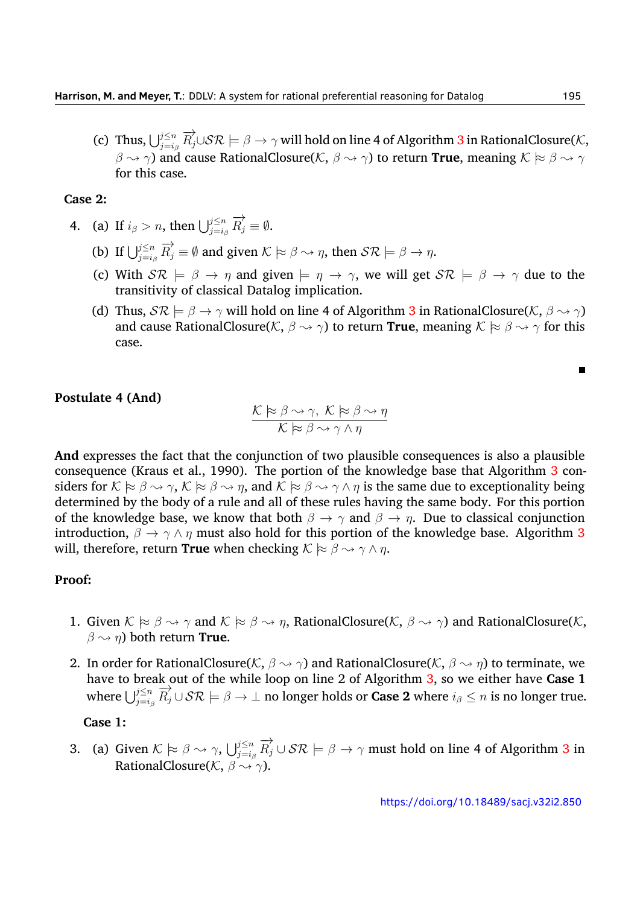(c) Thus, $\bigcup_{j=i_\beta}^{j\leq n} \overrightarrow{R_j} \cup \mathcal{SR} \models \beta \rightarrow \gamma$ will hold on line 4 of Algorithm 3 in RationalClosure($\mathcal{K}$, $\beta \rightsquigarrow \gamma$) and cause RationalClosure($\mathcal{K}$, $\beta \rightsquigarrow \gamma$) to return **True**, meaning $\mathcal{K} \mathrel{|\!\!\approx} \beta \rightsquigarrow \gamma$ for this case.

**Case 2:**

4. (a) If $i_\beta > n$, then $\bigcup_{j=i_\beta}^{j\leq n} \overrightarrow{R_j} \equiv \emptyset$.

   (b) If $\bigcup_{j=i_\beta}^{j\leq n} \overrightarrow{R_j} \equiv \emptyset$ and given $\mathcal{K} \mathrel{|\!\!\approx} \beta \rightsquigarrow \eta$, then $\mathcal{SR} \models \beta \rightarrow \eta$.

   (c) With $\mathcal{SR} \models \beta \rightarrow \eta$ and given $\models \eta \rightarrow \gamma$, we will get $\mathcal{SR} \models \beta \rightarrow \gamma$ due to the transitivity of classical Datalog implication.

   (d) Thus, $\mathcal{SR} \models \beta \rightarrow \gamma$ will hold on line 4 of Algorithm 3 in RationalClosure($\mathcal{K}$, $\beta \rightsquigarrow \gamma$) and cause RationalClosure($\mathcal{K}$, $\beta \rightsquigarrow \gamma$) to return **True**, meaning $\mathcal{K} \mathrel{|\!\!\approx} \beta \rightsquigarrow \gamma$ for this case.

∎

**Postulate 4 (And)**

$$\frac{\mathcal{K} \mathrel{|\!\!\approx} \beta \rightsquigarrow \gamma,\ \mathcal{K} \mathrel{|\!\!\approx} \beta \rightsquigarrow \eta}{\mathcal{K} \mathrel{|\!\!\approx} \beta \rightsquigarrow \gamma \wedge \eta}$$

**And** expresses the fact that the conjunction of two plausible consequences is also a plausible consequence (Kraus et al., 1990). The portion of the knowledge base that Algorithm 3 considers for $\mathcal{K} \mathrel{|\!\!\approx} \beta \rightsquigarrow \gamma$, $\mathcal{K} \mathrel{|\!\!\approx} \beta \rightsquigarrow \eta$, and $\mathcal{K} \mathrel{|\!\!\approx} \beta \rightsquigarrow \gamma \wedge \eta$ is the same due to exceptionality being determined by the body of a rule and all of these rules having the same body. For this portion of the knowledge base, we know that both $\beta \rightarrow \gamma$ and $\beta \rightarrow \eta$. Due to classical conjunction introduction, $\beta \rightarrow \gamma \wedge \eta$ must also hold for this portion of the knowledge base. Algorithm 3 will, therefore, return **True** when checking $\mathcal{K} \mathrel{|\!\!\approx} \beta \rightsquigarrow \gamma \wedge \eta$.

**Proof:**

1. Given $\mathcal{K} \mathrel{|\!\!\approx} \beta \rightsquigarrow \gamma$ and $\mathcal{K} \mathrel{|\!\!\approx} \beta \rightsquigarrow \eta$, RationalClosure($\mathcal{K}$, $\beta \rightsquigarrow \gamma$) and RationalClosure($\mathcal{K}$, $\beta \rightsquigarrow \eta$) both return **True**.

2. In order for RationalClosure($\mathcal{K}$, $\beta \rightsquigarrow \gamma$) and RationalClosure($\mathcal{K}$, $\beta \rightsquigarrow \eta$) to terminate, we have to break out of the while loop on line 2 of Algorithm 3, so we either have **Case 1** where $\bigcup_{j=i_\beta}^{j\leq n} \overrightarrow{R_j} \cup \mathcal{SR} \models \beta \rightarrow \bot$ no longer holds or **Case 2** where $i_\beta \leq n$ is no longer true.

**Case 1:**

3. (a) Given $\mathcal{K} \mathrel{|\!\!\approx} \beta \rightsquigarrow \gamma$, $\bigcup_{j=i_\beta}^{j\leq n} \overrightarrow{R_j} \cup \mathcal{SR} \models \beta \rightarrow \gamma$ must hold on line 4 of Algorithm 3 in RationalClosure($\mathcal{K}$, $\beta \rightsquigarrow \gamma$).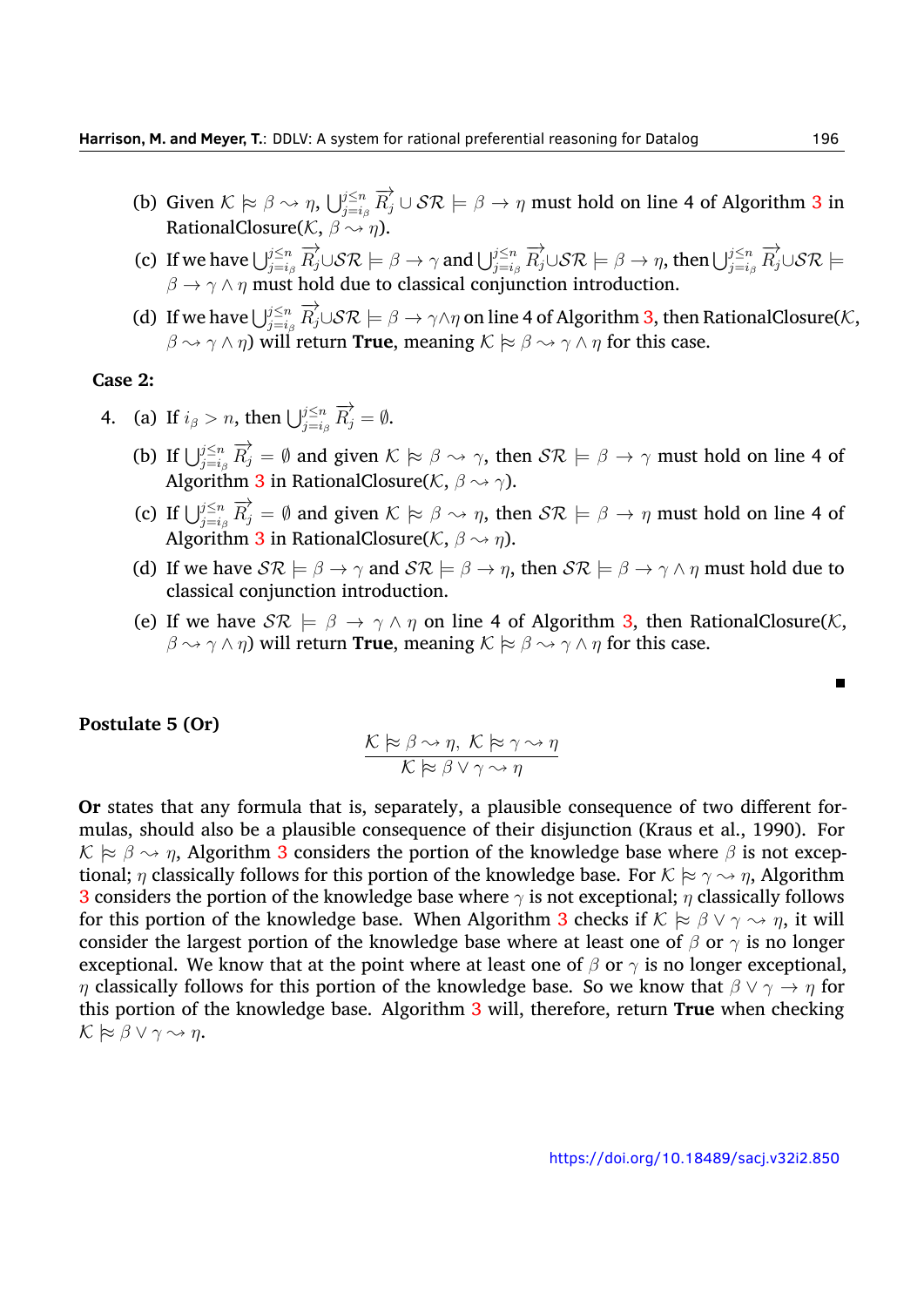(b) Given $\mathcal{K} \approx \beta \rightsquigarrow \eta$, $\bigcup_{j=i_\beta}^{j\leq n} \overrightarrow{R_j} \cup \mathcal{SR} \models \beta \rightarrow \eta$ must hold on line 4 of Algorithm 3 in RationalClosure($\mathcal{K}$, $\beta \rightsquigarrow \eta$).

(c) If we have $\bigcup_{j=i_\beta}^{j\leq n} \overrightarrow{R_j} \cup \mathcal{SR} \models \beta \rightarrow \gamma$ and $\bigcup_{j=i_\beta}^{j\leq n} \overrightarrow{R_j} \cup \mathcal{SR} \models \beta \rightarrow \eta$, then $\bigcup_{j=i_\beta}^{j\leq n} \overrightarrow{R_j} \cup \mathcal{SR} \models \beta \rightarrow \gamma \wedge \eta$ must hold due to classical conjunction introduction.

(d) If we have $\bigcup_{j=i_\beta}^{j\leq n} \overrightarrow{R_j} \cup \mathcal{SR} \models \beta \rightarrow \gamma \wedge \eta$ on line 4 of Algorithm 3, then RationalClosure($\mathcal{K}$, $\beta \rightsquigarrow \gamma \wedge \eta$) will return **True**, meaning $\mathcal{K} \approx \beta \rightsquigarrow \gamma \wedge \eta$ for this case.

**Case 2:**

4. (a) If $i_\beta > n$, then $\bigcup_{j=i_\beta}^{j\leq n} \overrightarrow{R_j} = \emptyset$.

   (b) If $\bigcup_{j=i_\beta}^{j\leq n} \overrightarrow{R_j} = \emptyset$ and given $\mathcal{K} \approx \beta \rightsquigarrow \gamma$, then $\mathcal{SR} \models \beta \rightarrow \gamma$ must hold on line 4 of Algorithm 3 in RationalClosure($\mathcal{K}$, $\beta \rightsquigarrow \gamma$).

   (c) If $\bigcup_{j=i_\beta}^{j\leq n} \overrightarrow{R_j} = \emptyset$ and given $\mathcal{K} \approx \beta \rightsquigarrow \eta$, then $\mathcal{SR} \models \beta \rightarrow \eta$ must hold on line 4 of Algorithm 3 in RationalClosure($\mathcal{K}$, $\beta \rightsquigarrow \eta$).

   (d) If we have $\mathcal{SR} \models \beta \rightarrow \gamma$ and $\mathcal{SR} \models \beta \rightarrow \eta$, then $\mathcal{SR} \models \beta \rightarrow \gamma \wedge \eta$ must hold due to classical conjunction introduction.

   (e) If we have $\mathcal{SR} \models \beta \rightarrow \gamma \wedge \eta$ on line 4 of Algorithm 3, then RationalClosure($\mathcal{K}$, $\beta \rightsquigarrow \gamma \wedge \eta$) will return **True**, meaning $\mathcal{K} \approx \beta \rightsquigarrow \gamma \wedge \eta$ for this case.

■

**Postulate 5 (Or)**

$$\frac{\mathcal{K} \approx \beta \rightsquigarrow \eta,\ \mathcal{K} \approx \gamma \rightsquigarrow \eta}{\mathcal{K} \approx \beta \vee \gamma \rightsquigarrow \eta}$$

**Or** states that any formula that is, separately, a plausible consequence of two different formulas, should also be a plausible consequence of their disjunction (Kraus et al., 1990). For $\mathcal{K} \approx \beta \rightsquigarrow \eta$, Algorithm 3 considers the portion of the knowledge base where $\beta$ is not exceptional; $\eta$ classically follows for this portion of the knowledge base. For $\mathcal{K} \approx \gamma \rightsquigarrow \eta$, Algorithm 3 considers the portion of the knowledge base where $\gamma$ is not exceptional; $\eta$ classically follows for this portion of the knowledge base. When Algorithm 3 checks if $\mathcal{K} \approx \beta \vee \gamma \rightsquigarrow \eta$, it will consider the largest portion of the knowledge base where at least one of $\beta$ or $\gamma$ is no longer exceptional. We know that at the point where at least one of $\beta$ or $\gamma$ is no longer exceptional, $\eta$ classically follows for this portion of the knowledge base. So we know that $\beta \vee \gamma \rightarrow \eta$ for this portion of the knowledge base. Algorithm 3 will, therefore, return **True** when checking $\mathcal{K} \approx \beta \vee \gamma \rightsquigarrow \eta$.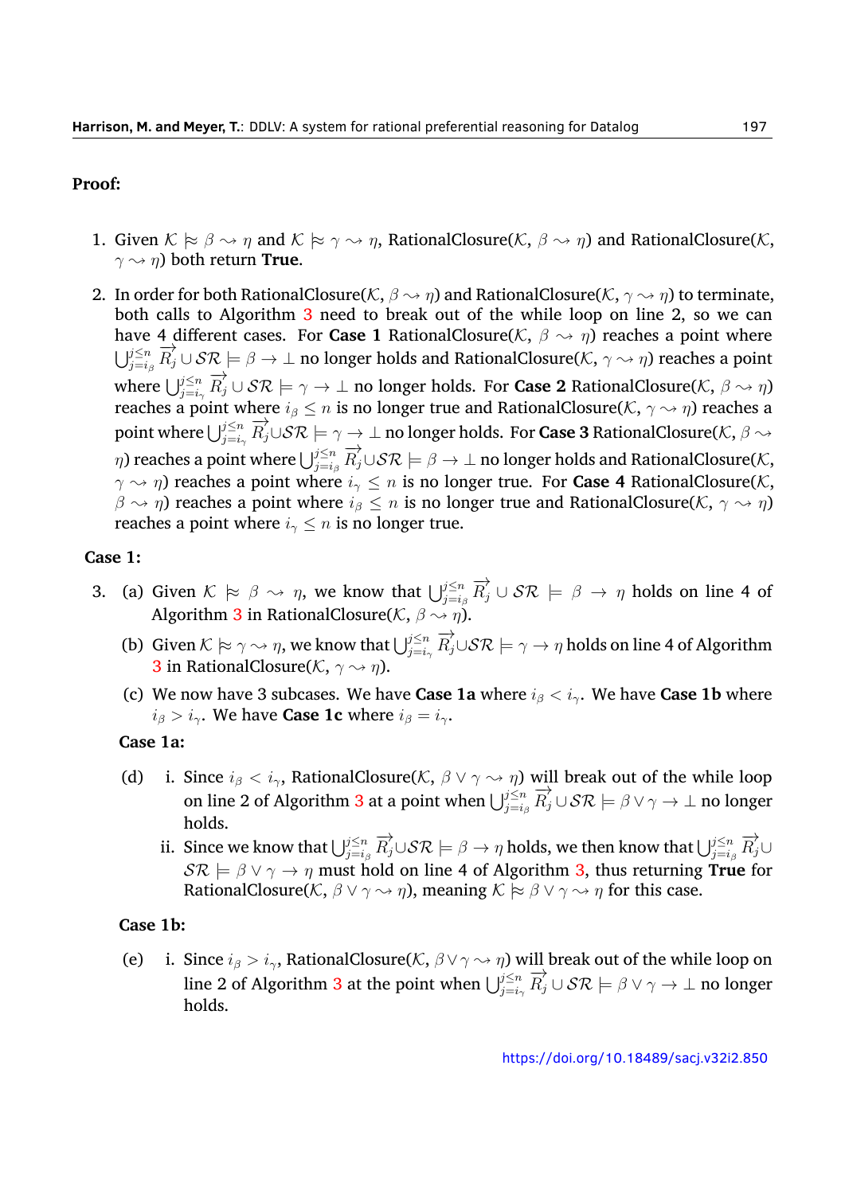**Proof:**

1. Given $\mathcal{K} \approx \beta \rightsquigarrow \eta$ and $\mathcal{K} \approx \gamma \rightsquigarrow \eta$, RationalClosure($\mathcal{K}$, $\beta \rightsquigarrow \eta$) and RationalClosure($\mathcal{K}$, $\gamma \rightsquigarrow \eta$) both return **True**.

2. In order for both RationalClosure($\mathcal{K}$, $\beta \rightsquigarrow \eta$) and RationalClosure($\mathcal{K}$, $\gamma \rightsquigarrow \eta$) to terminate, both calls to Algorithm 3 need to break out of the while loop on line 2, so we can have 4 different cases. For **Case 1** RationalClosure($\mathcal{K}$, $\beta \rightsquigarrow \eta$) reaches a point where $\bigcup_{j=i_\beta}^{j\leq n} \overrightarrow{R_j} \cup \mathcal{SR} \models \beta \rightarrow \bot$ no longer holds and RationalClosure($\mathcal{K}$, $\gamma \rightsquigarrow \eta$) reaches a point where $\bigcup_{j=i_\gamma}^{j\leq n} \overrightarrow{R_j} \cup \mathcal{SR} \models \gamma \rightarrow \bot$ no longer holds. For **Case 2** RationalClosure($\mathcal{K}$, $\beta \rightsquigarrow \eta$) reaches a point where $i_\beta \leq n$ is no longer true and RationalClosure($\mathcal{K}$, $\gamma \rightsquigarrow \eta$) reaches a point where $\bigcup_{j=i_\gamma}^{j\leq n} \overrightarrow{R_j} \cup \mathcal{SR} \models \gamma \rightarrow \bot$ no longer holds. For **Case 3** RationalClosure($\mathcal{K}$, $\beta \rightsquigarrow \eta$) reaches a point where $\bigcup_{j=i_\beta}^{j\leq n} \overrightarrow{R_j} \cup \mathcal{SR} \models \beta \rightarrow \bot$ no longer holds and RationalClosure($\mathcal{K}$, $\gamma \rightsquigarrow \eta$) reaches a point where $i_\gamma \leq n$ is no longer true. For **Case 4** RationalClosure($\mathcal{K}$, $\beta \rightsquigarrow \eta$) reaches a point where $i_\beta \leq n$ is no longer true and RationalClosure($\mathcal{K}$, $\gamma \rightsquigarrow \eta$) reaches a point where $i_\gamma \leq n$ is no longer true.

**Case 1:**

3. (a) Given $\mathcal{K} \approx \beta \rightsquigarrow \eta$, we know that $\bigcup_{j=i_\beta}^{j\leq n} \overrightarrow{R_j} \cup \mathcal{SR} \models \beta \rightarrow \eta$ holds on line 4 of Algorithm 3 in RationalClosure($\mathcal{K}$, $\beta \rightsquigarrow \eta$).

   (b) Given $\mathcal{K} \approx \gamma \rightsquigarrow \eta$, we know that $\bigcup_{j=i_\gamma}^{j\leq n} \overrightarrow{R_j} \cup \mathcal{SR} \models \gamma \rightarrow \eta$ holds on line 4 of Algorithm 3 in RationalClosure($\mathcal{K}$, $\gamma \rightsquigarrow \eta$).

   (c) We now have 3 subcases. We have **Case 1a** where $i_\beta < i_\gamma$. We have **Case 1b** where $i_\beta > i_\gamma$. We have **Case 1c** where $i_\beta = i_\gamma$.

   **Case 1a:**

   (d) i. Since $i_\beta < i_\gamma$, RationalClosure($\mathcal{K}$, $\beta \vee \gamma \rightsquigarrow \eta$) will break out of the while loop on line 2 of Algorithm 3 at a point when $\bigcup_{j=i_\beta}^{j\leq n} \overrightarrow{R_j} \cup \mathcal{SR} \models \beta \vee \gamma \rightarrow \bot$ no longer holds.

   ii. Since we know that $\bigcup_{j=i_\beta}^{j\leq n} \overrightarrow{R_j} \cup \mathcal{SR} \models \beta \rightarrow \eta$ holds, we then know that $\bigcup_{j=i_\beta}^{j\leq n} \overrightarrow{R_j} \cup \mathcal{SR} \models \beta \vee \gamma \rightarrow \eta$ must hold on line 4 of Algorithm 3, thus returning **True** for RationalClosure($\mathcal{K}$, $\beta \vee \gamma \rightsquigarrow \eta$), meaning $\mathcal{K} \approx \beta \vee \gamma \rightsquigarrow \eta$ for this case.

   **Case 1b:**

   (e) i. Since $i_\beta > i_\gamma$, RationalClosure($\mathcal{K}$, $\beta \vee \gamma \rightsquigarrow \eta$) will break out of the while loop on line 2 of Algorithm 3 at the point when $\bigcup_{j=i_\gamma}^{j\leq n} \overrightarrow{R_j} \cup \mathcal{SR} \models \beta \vee \gamma \rightarrow \bot$ no longer holds.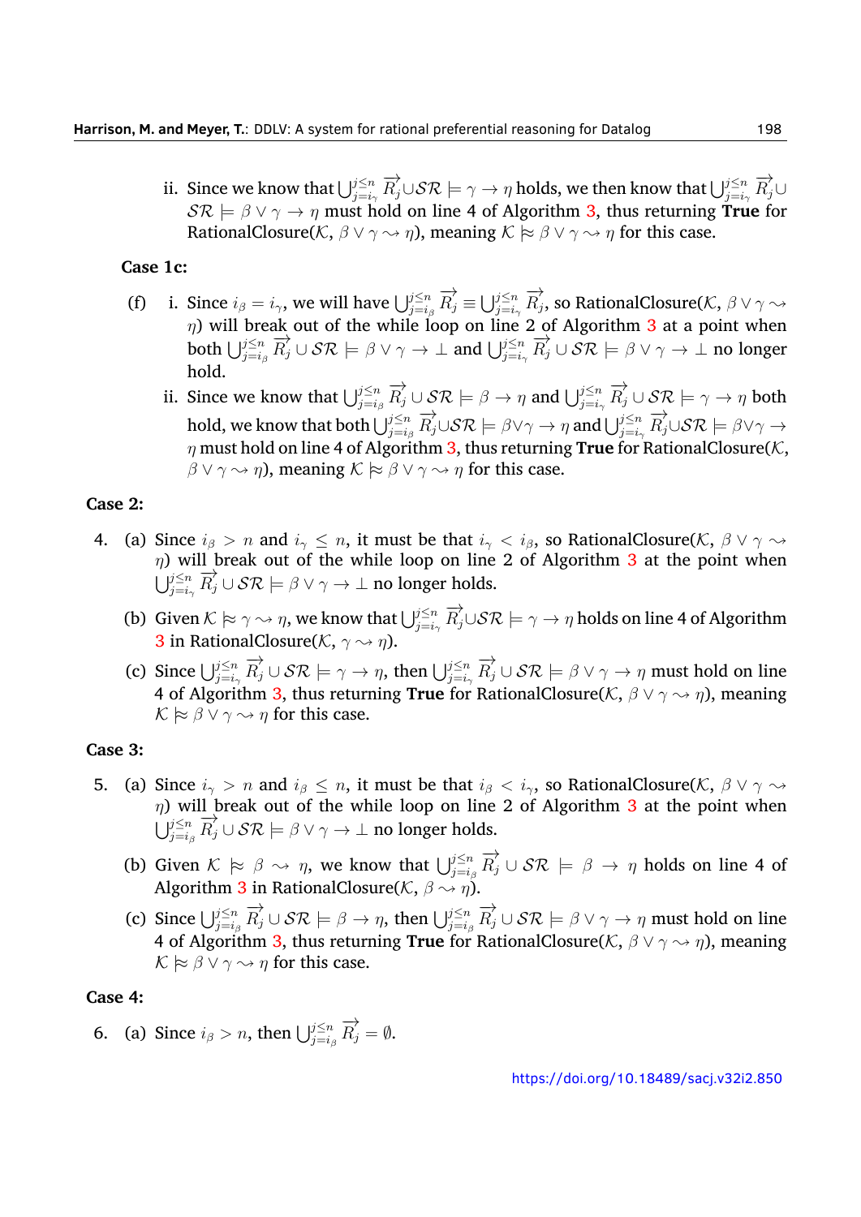ii. Since we know that $\bigcup_{j=i_\gamma}^{j\leq n} \overrightarrow{R_j} \cup \mathcal{SR} \models \gamma \rightarrow \eta$ holds, we then know that $\bigcup_{j=i_\gamma}^{j\leq n} \overrightarrow{R_j} \cup \mathcal{SR} \models \beta \vee \gamma \rightarrow \eta$ must hold on line 4 of Algorithm 3, thus returning **True** for RationalClosure($\mathcal{K}$, $\beta \vee \gamma \rightsquigarrow \eta$), meaning $\mathcal{K} \approx \beta \vee \gamma \rightsquigarrow \eta$ for this case.

**Case 1c:**

(f) i. Since $i_\beta = i_\gamma$, we will have $\bigcup_{j=i_\beta}^{j\leq n} \overrightarrow{R_j} \equiv \bigcup_{j=i_\gamma}^{j\leq n} \overrightarrow{R_j}$, so RationalClosure($\mathcal{K}$, $\beta \vee \gamma \rightsquigarrow \eta$) will break out of the while loop on line 2 of Algorithm 3 at a point when both $\bigcup_{j=i_\beta}^{j\leq n} \overrightarrow{R_j} \cup \mathcal{SR} \models \beta \vee \gamma \rightarrow \bot$ and $\bigcup_{j=i_\gamma}^{j\leq n} \overrightarrow{R_j} \cup \mathcal{SR} \models \beta \vee \gamma \rightarrow \bot$ no longer hold.

ii. Since we know that $\bigcup_{j=i_\beta}^{j\leq n} \overrightarrow{R_j} \cup \mathcal{SR} \models \beta \rightarrow \eta$ and $\bigcup_{j=i_\gamma}^{j\leq n} \overrightarrow{R_j} \cup \mathcal{SR} \models \gamma \rightarrow \eta$ both hold, we know that both $\bigcup_{j=i_\beta}^{j\leq n} \overrightarrow{R_j} \cup \mathcal{SR} \models \beta \vee \gamma \rightarrow \eta$ and $\bigcup_{j=i_\gamma}^{j\leq n} \overrightarrow{R_j} \cup \mathcal{SR} \models \beta \vee \gamma \rightarrow \eta$ must hold on line 4 of Algorithm 3, thus returning **True** for RationalClosure($\mathcal{K}$, $\beta \vee \gamma \rightsquigarrow \eta$), meaning $\mathcal{K} \approx \beta \vee \gamma \rightsquigarrow \eta$ for this case.

**Case 2:**

4. (a) Since $i_\beta > n$ and $i_\gamma \leq n$, it must be that $i_\gamma < i_\beta$, so RationalClosure($\mathcal{K}$, $\beta \vee \gamma \rightsquigarrow \eta$) will break out of the while loop on line 2 of Algorithm 3 at the point when $\bigcup_{j=i_\gamma}^{j\leq n} \overrightarrow{R_j} \cup \mathcal{SR} \models \beta \vee \gamma \rightarrow \bot$ no longer holds.

   (b) Given $\mathcal{K} \approx \gamma \rightsquigarrow \eta$, we know that $\bigcup_{j=i_\gamma}^{j\leq n} \overrightarrow{R_j} \cup \mathcal{SR} \models \gamma \rightarrow \eta$ holds on line 4 of Algorithm 3 in RationalClosure($\mathcal{K}$, $\gamma \rightsquigarrow \eta$).

   (c) Since $\bigcup_{j=i_\gamma}^{j\leq n} \overrightarrow{R_j} \cup \mathcal{SR} \models \gamma \rightarrow \eta$, then $\bigcup_{j=i_\gamma}^{j\leq n} \overrightarrow{R_j} \cup \mathcal{SR} \models \beta \vee \gamma \rightarrow \eta$ must hold on line 4 of Algorithm 3, thus returning **True** for RationalClosure($\mathcal{K}$, $\beta \vee \gamma \rightsquigarrow \eta$), meaning $\mathcal{K} \approx \beta \vee \gamma \rightsquigarrow \eta$ for this case.

**Case 3:**

5. (a) Since $i_\gamma > n$ and $i_\beta \leq n$, it must be that $i_\beta < i_\gamma$, so RationalClosure($\mathcal{K}$, $\beta \vee \gamma \rightsquigarrow \eta$) will break out of the while loop on line 2 of Algorithm 3 at the point when $\bigcup_{j=i_\beta}^{j\leq n} \overrightarrow{R_j} \cup \mathcal{SR} \models \beta \vee \gamma \rightarrow \bot$ no longer holds.

   (b) Given $\mathcal{K} \approx \beta \rightsquigarrow \eta$, we know that $\bigcup_{j=i_\beta}^{j\leq n} \overrightarrow{R_j} \cup \mathcal{SR} \models \beta \rightarrow \eta$ holds on line 4 of Algorithm 3 in RationalClosure($\mathcal{K}$, $\beta \rightsquigarrow \eta$).

   (c) Since $\bigcup_{j=i_\beta}^{j\leq n} \overrightarrow{R_j} \cup \mathcal{SR} \models \beta \rightarrow \eta$, then $\bigcup_{j=i_\beta}^{j\leq n} \overrightarrow{R_j} \cup \mathcal{SR} \models \beta \vee \gamma \rightarrow \eta$ must hold on line 4 of Algorithm 3, thus returning **True** for RationalClosure($\mathcal{K}$, $\beta \vee \gamma \rightsquigarrow \eta$), meaning $\mathcal{K} \approx \beta \vee \gamma \rightsquigarrow \eta$ for this case.

**Case 4:**

6. (a) Since $i_\beta > n$, then $\bigcup_{j=i_\beta}^{j\leq n} \overrightarrow{R_j} = \emptyset$.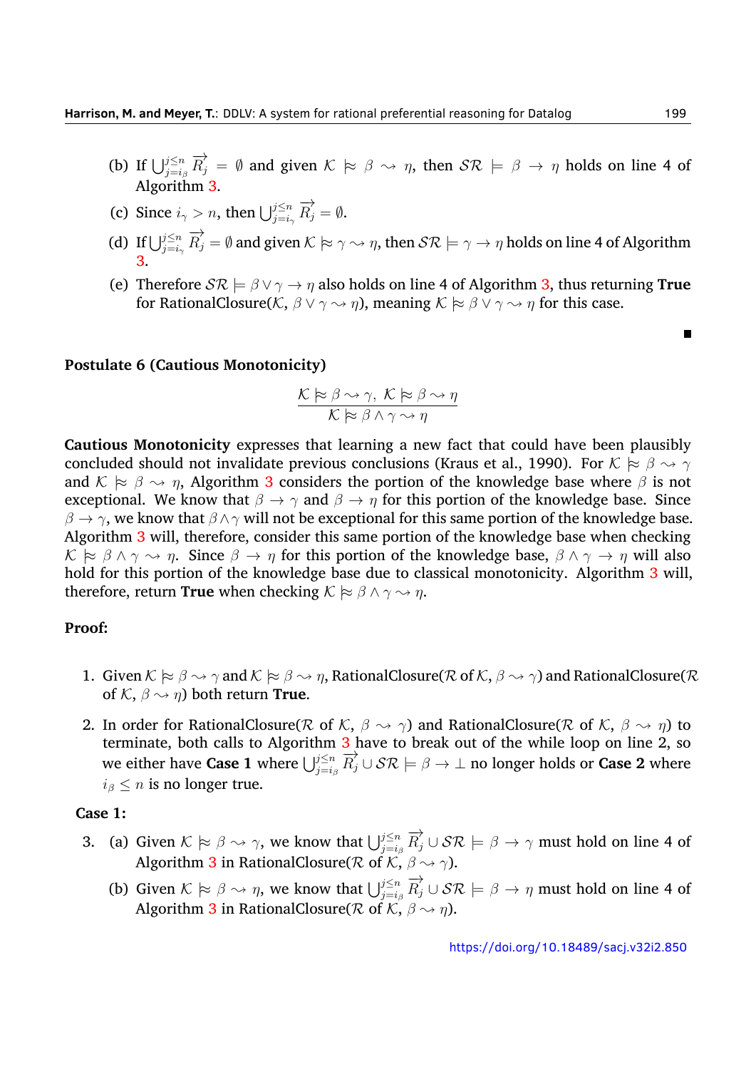(b) If $\bigcup_{j=i_\beta}^{j \leq n} \overrightarrow{R_j} = \emptyset$ and given $\mathcal{K} \approx \beta \rightsquigarrow \eta$, then $\mathcal{SR} \models \beta \rightarrow \eta$ holds on line 4 of Algorithm 3.

(c) Since $i_\gamma > n$, then $\bigcup_{j=i_\gamma}^{j \leq n} \overrightarrow{R_j} = \emptyset$.

(d) If $\bigcup_{j=i_\gamma}^{j \leq n} \overrightarrow{R_j} = \emptyset$ and given $\mathcal{K} \approx \gamma \rightsquigarrow \eta$, then $\mathcal{SR} \models \gamma \rightarrow \eta$ holds on line 4 of Algorithm 3.

(e) Therefore $\mathcal{SR} \models \beta \vee \gamma \rightarrow \eta$ also holds on line 4 of Algorithm 3, thus returning **True** for RationalClosure($\mathcal{K}$, $\beta \vee \gamma \rightsquigarrow \eta$), meaning $\mathcal{K} \approx \beta \vee \gamma \rightsquigarrow \eta$ for this case.

■

**Postulate 6 (Cautious Monotonicity)**

$$\frac{\mathcal{K} \approx \beta \rightsquigarrow \gamma, \ \mathcal{K} \approx \beta \rightsquigarrow \eta}{\mathcal{K} \approx \beta \wedge \gamma \rightsquigarrow \eta}$$

**Cautious Monotonicity** expresses that learning a new fact that could have been plausibly concluded should not invalidate previous conclusions (Kraus et al., 1990). For $\mathcal{K} \approx \beta \rightsquigarrow \gamma$ and $\mathcal{K} \approx \beta \rightsquigarrow \eta$, Algorithm 3 considers the portion of the knowledge base where $\beta$ is not exceptional. We know that $\beta \rightarrow \gamma$ and $\beta \rightarrow \eta$ for this portion of the knowledge base. Since $\beta \rightarrow \gamma$, we know that $\beta \wedge \gamma$ will not be exceptional for this same portion of the knowledge base. Algorithm 3 will, therefore, consider this same portion of the knowledge base when checking $\mathcal{K} \approx \beta \wedge \gamma \rightsquigarrow \eta$. Since $\beta \rightarrow \eta$ for this portion of the knowledge base, $\beta \wedge \gamma \rightarrow \eta$ will also hold for this portion of the knowledge base due to classical monotonicity. Algorithm 3 will, therefore, return **True** when checking $\mathcal{K} \approx \beta \wedge \gamma \rightsquigarrow \eta$.

**Proof:**

1. Given $\mathcal{K} \approx \beta \rightsquigarrow \gamma$ and $\mathcal{K} \approx \beta \rightsquigarrow \eta$, RationalClosure($\mathcal{R}$ of $\mathcal{K}$, $\beta \rightsquigarrow \gamma$) and RationalClosure($\mathcal{R}$ of $\mathcal{K}$, $\beta \rightsquigarrow \eta$) both return **True**.

2. In order for RationalClosure($\mathcal{R}$ of $\mathcal{K}$, $\beta \rightsquigarrow \gamma$) and RationalClosure($\mathcal{R}$ of $\mathcal{K}$, $\beta \rightsquigarrow \eta$) to terminate, both calls to Algorithm 3 have to break out of the while loop on line 2, so we either have **Case 1** where $\bigcup_{j=i_\beta}^{j \leq n} \overrightarrow{R_j} \cup \mathcal{SR} \models \beta \rightarrow \bot$ no longer holds or **Case 2** where $i_\beta \leq n$ is no longer true.

**Case 1:**

3. (a) Given $\mathcal{K} \approx \beta \rightsquigarrow \gamma$, we know that $\bigcup_{j=i_\beta}^{j \leq n} \overrightarrow{R_j} \cup \mathcal{SR} \models \beta \rightarrow \gamma$ must hold on line 4 of Algorithm 3 in RationalClosure($\mathcal{R}$ of $\mathcal{K}$, $\beta \rightsquigarrow \gamma$).

   (b) Given $\mathcal{K} \approx \beta \rightsquigarrow \eta$, we know that $\bigcup_{j=i_\beta}^{j \leq n} \overrightarrow{R_j} \cup \mathcal{SR} \models \beta \rightarrow \eta$ must hold on line 4 of Algorithm 3 in RationalClosure($\mathcal{R}$ of $\mathcal{K}$, $\beta \rightsquigarrow \eta$).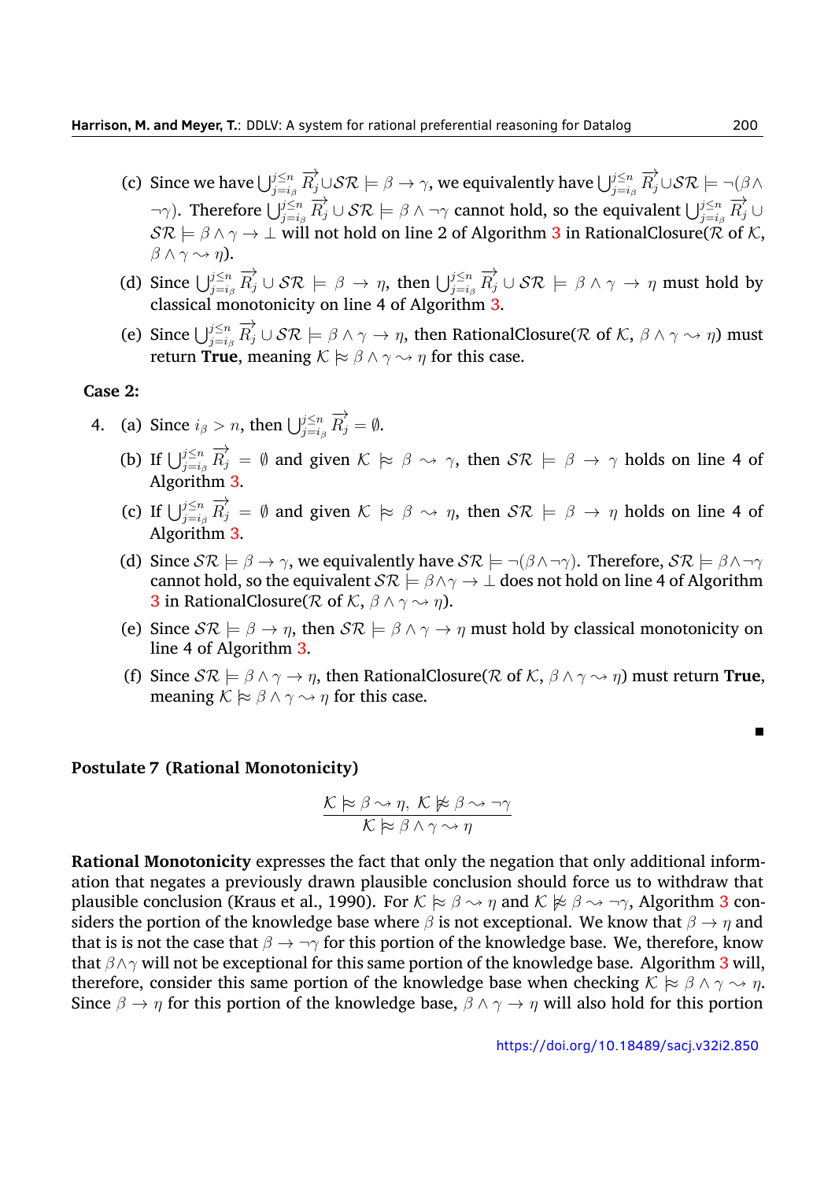(c) Since we have $\bigcup_{j=i_\beta}^{j\leq n} \overrightarrow{R_j} \cup \mathcal{SR} \models \beta \rightarrow \gamma$, we equivalently have $\bigcup_{j=i_\beta}^{j\leq n} \overrightarrow{R_j} \cup \mathcal{SR} \models \neg(\beta \wedge \neg\gamma)$. Therefore $\bigcup_{j=i_\beta}^{j\leq n} \overrightarrow{R_j} \cup \mathcal{SR} \models \beta \wedge \neg\gamma$ cannot hold, so the equivalent $\bigcup_{j=i_\beta}^{j\leq n} \overrightarrow{R_j} \cup \mathcal{SR} \models \beta \wedge \gamma \rightarrow \bot$ will not hold on line 2 of Algorithm 3 in RationalClosure($\mathcal{R}$ of $\mathcal{K}$, $\beta \wedge \gamma \rightsquigarrow \eta$).

(d) Since $\bigcup_{j=i_\beta}^{j\leq n} \overrightarrow{R_j} \cup \mathcal{SR} \models \beta \rightarrow \eta$, then $\bigcup_{j=i_\beta}^{j\leq n} \overrightarrow{R_j} \cup \mathcal{SR} \models \beta \wedge \gamma \rightarrow \eta$ must hold by classical monotonicity on line 4 of Algorithm 3.

(e) Since $\bigcup_{j=i_\beta}^{j\leq n} \overrightarrow{R_j} \cup \mathcal{SR} \models \beta \wedge \gamma \rightarrow \eta$, then RationalClosure($\mathcal{R}$ of $\mathcal{K}$, $\beta \wedge \gamma \rightsquigarrow \eta$) must return **True**, meaning $\mathcal{K} \approx \beta \wedge \gamma \rightsquigarrow \eta$ for this case.

**Case 2:**

4. (a) Since $i_\beta > n$, then $\bigcup_{j=i_\beta}^{j\leq n} \overrightarrow{R_j} = \emptyset$.

   (b) If $\bigcup_{j=i_\beta}^{j\leq n} \overrightarrow{R_j} = \emptyset$ and given $\mathcal{K} \approx \beta \rightsquigarrow \gamma$, then $\mathcal{SR} \models \beta \rightarrow \gamma$ holds on line 4 of Algorithm 3.

   (c) If $\bigcup_{j=i_\beta}^{j\leq n} \overrightarrow{R_j} = \emptyset$ and given $\mathcal{K} \approx \beta \rightsquigarrow \eta$, then $\mathcal{SR} \models \beta \rightarrow \eta$ holds on line 4 of Algorithm 3.

   (d) Since $\mathcal{SR} \models \beta \rightarrow \gamma$, we equivalently have $\mathcal{SR} \models \neg(\beta \wedge \neg\gamma)$. Therefore, $\mathcal{SR} \models \beta \wedge \neg\gamma$ cannot hold, so the equivalent $\mathcal{SR} \models \beta \wedge \gamma \rightarrow \bot$ does not hold on line 4 of Algorithm 3 in RationalClosure($\mathcal{R}$ of $\mathcal{K}$, $\beta \wedge \gamma \rightsquigarrow \eta$).

   (e) Since $\mathcal{SR} \models \beta \rightarrow \eta$, then $\mathcal{SR} \models \beta \wedge \gamma \rightarrow \eta$ must hold by classical monotonicity on line 4 of Algorithm 3.

   (f) Since $\mathcal{SR} \models \beta \wedge \gamma \rightarrow \eta$, then RationalClosure($\mathcal{R}$ of $\mathcal{K}$, $\beta \wedge \gamma \rightsquigarrow \eta$) must return **True**, meaning $\mathcal{K} \approx \beta \wedge \gamma \rightsquigarrow \eta$ for this case.

■

**Postulate 7 (Rational Monotonicity)**

$$\frac{\mathcal{K} \approx \beta \rightsquigarrow \eta,\ \mathcal{K} \not\approx \beta \rightsquigarrow \neg\gamma}{\mathcal{K} \approx \beta \wedge \gamma \rightsquigarrow \eta}$$

**Rational Monotonicity** expresses the fact that only the negation that only additional information that negates a previously drawn plausible conclusion should force us to withdraw that plausible conclusion (Kraus et al., 1990). For $\mathcal{K} \approx \beta \rightsquigarrow \eta$ and $\mathcal{K} \not\approx \beta \rightsquigarrow \neg\gamma$, Algorithm 3 considers the portion of the knowledge base where $\beta$ is not exceptional. We know that $\beta \rightarrow \eta$ and that is is not the case that $\beta \rightarrow \neg\gamma$ for this portion of the knowledge base. We, therefore, know that $\beta \wedge \gamma$ will not be exceptional for this same portion of the knowledge base. Algorithm 3 will, therefore, consider this same portion of the knowledge base when checking $\mathcal{K} \approx \beta \wedge \gamma \rightsquigarrow \eta$. Since $\beta \rightarrow \eta$ for this portion of the knowledge base, $\beta \wedge \gamma \rightarrow \eta$ will also hold for this portion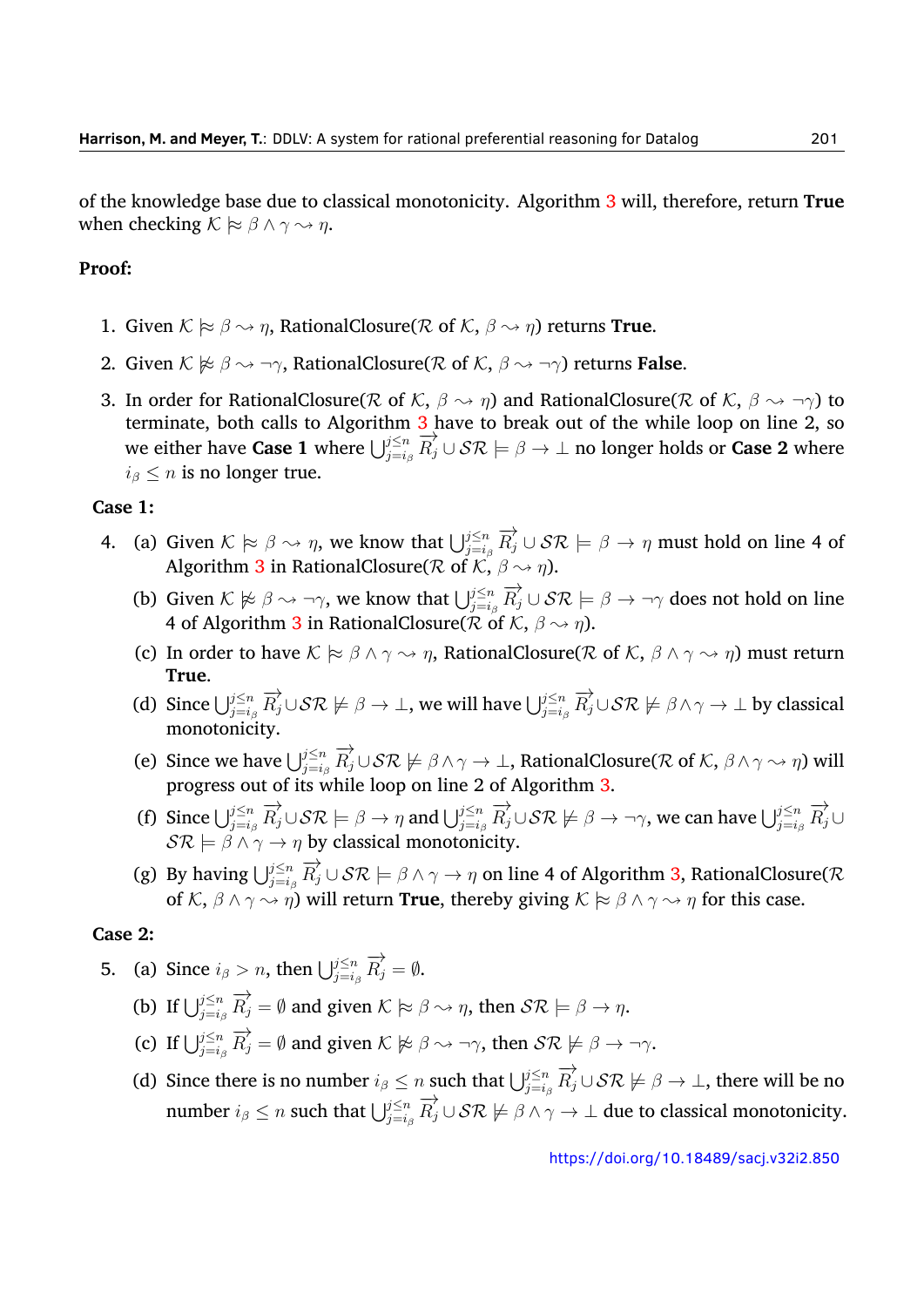of the knowledge base due to classical monotonicity. Algorithm 3 will, therefore, return **True** when checking $\mathcal{K} \approx \beta \land \gamma \rightsquigarrow \eta$.

**Proof:**

1. Given $\mathcal{K} \approx \beta \rightsquigarrow \eta$, RationalClosure($\mathcal{R}$ of $\mathcal{K}$, $\beta \rightsquigarrow \eta$) returns **True**.
2. Given $\mathcal{K} \not\approx \beta \rightsquigarrow \neg\gamma$, RationalClosure($\mathcal{R}$ of $\mathcal{K}$, $\beta \rightsquigarrow \neg\gamma$) returns **False**.
3. In order for RationalClosure($\mathcal{R}$ of $\mathcal{K}$, $\beta \rightsquigarrow \eta$) and RationalClosure($\mathcal{R}$ of $\mathcal{K}$, $\beta \rightsquigarrow \neg\gamma$) to terminate, both calls to Algorithm 3 have to break out of the while loop on line 2, so we either have **Case 1** where $\bigcup_{j=i_\beta}^{j\leq n} \overrightarrow{R_j} \cup \mathcal{SR} \models \beta \rightarrow \bot$ no longer holds or **Case 2** where $i_\beta \leq n$ is no longer true.

**Case 1:**

4. (a) Given $\mathcal{K} \approx \beta \rightsquigarrow \eta$, we know that $\bigcup_{j=i_\beta}^{j\leq n} \overrightarrow{R_j} \cup \mathcal{SR} \models \beta \rightarrow \eta$ must hold on line 4 of Algorithm 3 in RationalClosure($\mathcal{R}$ of $\mathcal{K}$, $\beta \rightsquigarrow \eta$).

   (b) Given $\mathcal{K} \not\approx \beta \rightsquigarrow \neg\gamma$, we know that $\bigcup_{j=i_\beta}^{j\leq n} \overrightarrow{R_j} \cup \mathcal{SR} \models \beta \rightarrow \neg\gamma$ does not hold on line 4 of Algorithm 3 in RationalClosure($\mathcal{R}$ of $\mathcal{K}$, $\beta \rightsquigarrow \eta$).

   (c) In order to have $\mathcal{K} \approx \beta \land \gamma \rightsquigarrow \eta$, RationalClosure($\mathcal{R}$ of $\mathcal{K}$, $\beta \land \gamma \rightsquigarrow \eta$) must return **True**.

   (d) Since $\bigcup_{j=i_\beta}^{j\leq n} \overrightarrow{R_j} \cup \mathcal{SR} \not\models \beta \rightarrow \bot$, we will have $\bigcup_{j=i_\beta}^{j\leq n} \overrightarrow{R_j} \cup \mathcal{SR} \not\models \beta \land \gamma \rightarrow \bot$ by classical monotonicity.

   (e) Since we have $\bigcup_{j=i_\beta}^{j\leq n} \overrightarrow{R_j} \cup \mathcal{SR} \not\models \beta \land \gamma \rightarrow \bot$, RationalClosure($\mathcal{R}$ of $\mathcal{K}$, $\beta \land \gamma \rightsquigarrow \eta$) will progress out of its while loop on line 2 of Algorithm 3.

   (f) Since $\bigcup_{j=i_\beta}^{j\leq n} \overrightarrow{R_j} \cup \mathcal{SR} \models \beta \rightarrow \eta$ and $\bigcup_{j=i_\beta}^{j\leq n} \overrightarrow{R_j} \cup \mathcal{SR} \not\models \beta \rightarrow \neg\gamma$, we can have $\bigcup_{j=i_\beta}^{j\leq n} \overrightarrow{R_j} \cup \mathcal{SR} \models \beta \land \gamma \rightarrow \eta$ by classical monotonicity.

   (g) By having $\bigcup_{j=i_\beta}^{j\leq n} \overrightarrow{R_j} \cup \mathcal{SR} \models \beta \land \gamma \rightarrow \eta$ on line 4 of Algorithm 3, RationalClosure($\mathcal{R}$ of $\mathcal{K}$, $\beta \land \gamma \rightsquigarrow \eta$) will return **True**, thereby giving $\mathcal{K} \approx \beta \land \gamma \rightsquigarrow \eta$ for this case.

**Case 2:**

5. (a) Since $i_\beta > n$, then $\bigcup_{j=i_\beta}^{j\leq n} \overrightarrow{R_j} = \emptyset$.

   (b) If $\bigcup_{j=i_\beta}^{j\leq n} \overrightarrow{R_j} = \emptyset$ and given $\mathcal{K} \approx \beta \rightsquigarrow \eta$, then $\mathcal{SR} \models \beta \rightarrow \eta$.

   (c) If $\bigcup_{j=i_\beta}^{j\leq n} \overrightarrow{R_j} = \emptyset$ and given $\mathcal{K} \not\approx \beta \rightsquigarrow \neg\gamma$, then $\mathcal{SR} \not\models \beta \rightarrow \neg\gamma$.

   (d) Since there is no number $i_\beta \leq n$ such that $\bigcup_{j=i_\beta}^{j\leq n} \overrightarrow{R_j} \cup \mathcal{SR} \not\models \beta \rightarrow \bot$, there will be no number $i_\beta \leq n$ such that $\bigcup_{j=i_\beta}^{j\leq n} \overrightarrow{R_j} \cup \mathcal{SR} \not\models \beta \land \gamma \rightarrow \bot$ due to classical monotonicity.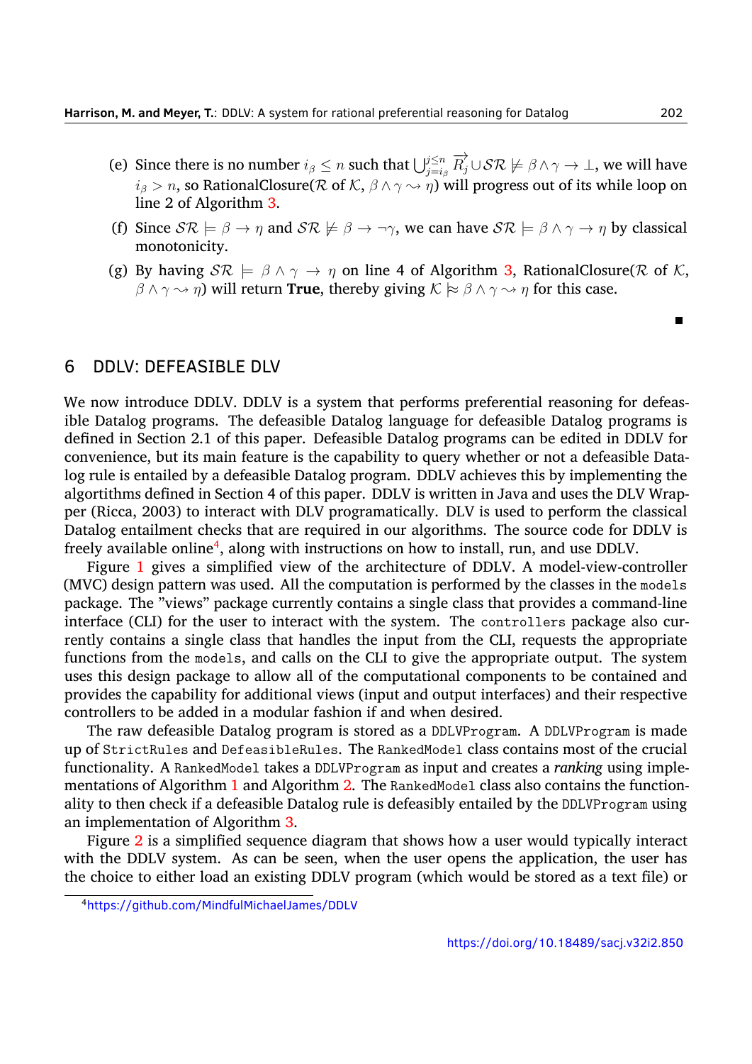(e) Since there is no number $i_\beta \leq n$ such that $\bigcup_{j=i_\beta}^{j \leq n} \overrightarrow{R_j} \cup \mathcal{SR} \not\models \beta \wedge \gamma \rightarrow \bot$, we will have $i_\beta > n$, so RationalClosure($\mathcal{R}$ of $\mathcal{K}$, $\beta \wedge \gamma \rightsquigarrow \eta$) will progress out of its while loop on line 2 of Algorithm 3.

(f) Since $\mathcal{SR} \models \beta \rightarrow \eta$ and $\mathcal{SR} \not\models \beta \rightarrow \neg\gamma$, we can have $\mathcal{SR} \models \beta \wedge \gamma \rightarrow \eta$ by classical monotonicity.

(g) By having $\mathcal{SR} \models \beta \wedge \gamma \rightarrow \eta$ on line 4 of Algorithm 3, RationalClosure($\mathcal{R}$ of $\mathcal{K}$, $\beta \wedge \gamma \rightsquigarrow \eta$) will return **True**, thereby giving $\mathcal{K} \approx \beta \wedge \gamma \rightsquigarrow \eta$ for this case.

■

## 6 DDLV: DEFEASIBLE DLV

We now introduce DDLV. DDLV is a system that performs preferential reasoning for defeasible Datalog programs. The defeasible Datalog language for defeasible Datalog programs is defined in Section 2.1 of this paper. Defeasible Datalog programs can be edited in DDLV for convenience, but its main feature is the capability to query whether or not a defeasible Datalog rule is entailed by a defeasible Datalog program. DDLV achieves this by implementing the algortithms defined in Section 4 of this paper. DDLV is written in Java and uses the DLV Wrapper (Ricca, 2003) to interact with DLV programatically. DLV is used to perform the classical Datalog entailment checks that are required in our algorithms. The source code for DDLV is freely available online[4], along with instructions on how to install, run, and use DDLV.

Figure 1 gives a simplified view of the architecture of DDLV. A model-view-controller (MVC) design pattern was used. All the computation is performed by the classes in the `models` package. The "views" package currently contains a single class that provides a command-line interface (CLI) for the user to interact with the system. The `controllers` package also currently contains a single class that handles the input from the CLI, requests the appropriate functions from the `models`, and calls on the CLI to give the appropriate output. The system uses this design package to allow all of the computational components to be contained and provides the capability for additional views (input and output interfaces) and their respective controllers to be added in a modular fashion if and when desired.

The raw defeasible Datalog program is stored as a `DDLVProgram`. A `DDLVProgram` is made up of `StrictRules` and `DefeasibleRules`. The `RankedModel` class contains most of the crucial functionality. A `RankedModel` takes a `DDLVProgram` as input and creates a *ranking* using implementations of Algorithm 1 and Algorithm 2. The `RankedModel` class also contains the functionality to then check if a defeasible Datalog rule is defeasibly entailed by the `DDLVProgram` using an implementation of Algorithm 3.

Figure 2 is a simplified sequence diagram that shows how a user would typically interact with the DDLV system. As can be seen, when the user opens the application, the user has the choice to either load an existing DDLV program (which would be stored as a text file) or

[4] https://github.com/MindfulMichaelJames/DDLV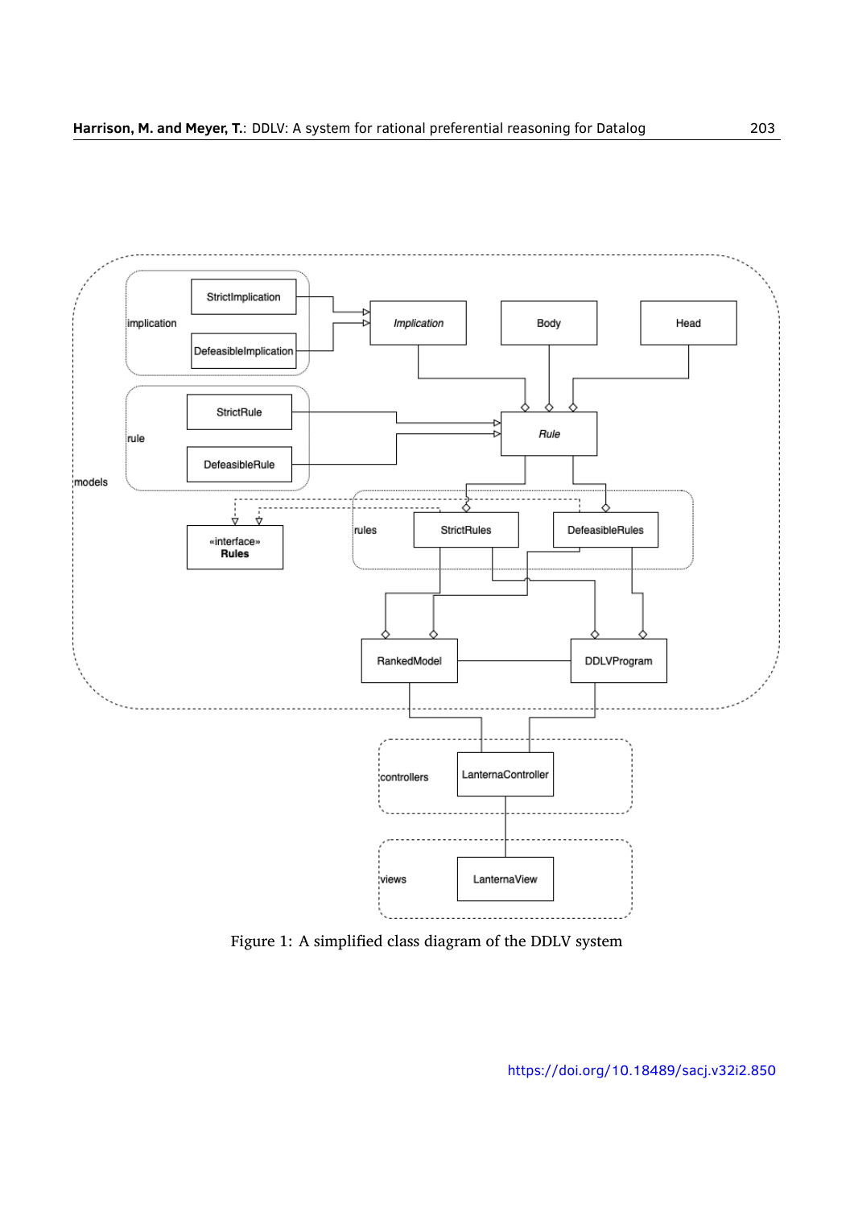Figure 1: A simplified class diagram of the DDLV system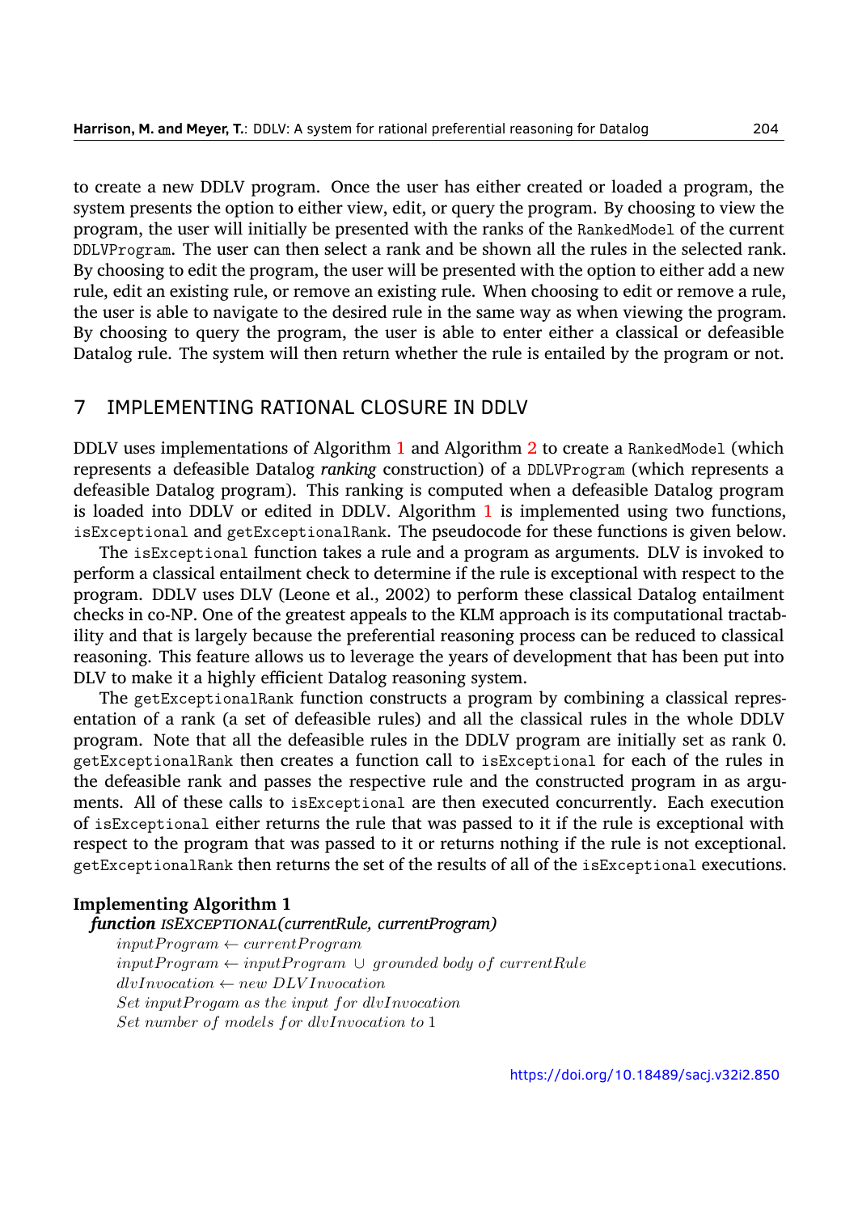to create a new DDLV program. Once the user has either created or loaded a program, the system presents the option to either view, edit, or query the program. By choosing to view the program, the user will initially be presented with the ranks of the `RankedModel` of the current `DDLVProgram`. The user can then select a rank and be shown all the rules in the selected rank. By choosing to edit the program, the user will be presented with the option to either add a new rule, edit an existing rule, or remove an existing rule. When choosing to edit or remove a rule, the user is able to navigate to the desired rule in the same way as when viewing the program. By choosing to query the program, the user is able to enter either a classical or defeasible Datalog rule. The system will then return whether the rule is entailed by the program or not.

## 7 IMPLEMENTING RATIONAL CLOSURE IN DDLV

DDLV uses implementations of Algorithm 1 and Algorithm 2 to create a `RankedModel` (which represents a defeasible Datalog *ranking* construction) of a `DDLVProgram` (which represents a defeasible Datalog program). This ranking is computed when a defeasible Datalog program is loaded into DDLV or edited in DDLV. Algorithm 1 is implemented using two functions, `isExceptional` and `getExceptionalRank`. The pseudocode for these functions is given below.

The `isExceptional` function takes a rule and a program as arguments. DLV is invoked to perform a classical entailment check to determine if the rule is exceptional with respect to the program. DDLV uses DLV (Leone et al., 2002) to perform these classical Datalog entailment checks in co-NP. One of the greatest appeals to the KLM approach is its computational tractability and that is largely because the preferential reasoning process can be reduced to classical reasoning. This feature allows us to leverage the years of development that has been put into DLV to make it a highly efficient Datalog reasoning system.

The `getExceptionalRank` function constructs a program by combining a classical representation of a rank (a set of defeasible rules) and all the classical rules in the whole DDLV program. Note that all the defeasible rules in the DDLV program are initially set as rank 0. `getExceptionalRank` then creates a function call to `isExceptional` for each of the rules in the defeasible rank and passes the respective rule and the constructed program in as arguments. All of these calls to `isExceptional` are then executed concurrently. Each execution of `isExceptional` either returns the rule that was passed to it if the rule is exceptional with respect to the program that was passed to it or returns nothing if the rule is not exceptional. `getExceptionalRank` then returns the set of the results of all of the `isExceptional` executions.

**Implementing Algorithm 1**

***function*** *ISEXCEPTIONAL(currentRule, currentProgram)*

$inputProgram \leftarrow currentProgram$
$inputProgram \leftarrow inputProgram \ \cup \ grounded\ body\ of\ currentRule$
$dlvInvocation \leftarrow new\ DLVInvocation$
$Set\ inputProgam\ as\ the\ input\ for\ dlvInvocation$
$Set\ number\ of\ models\ for\ dlvInvocation\ to\ 1$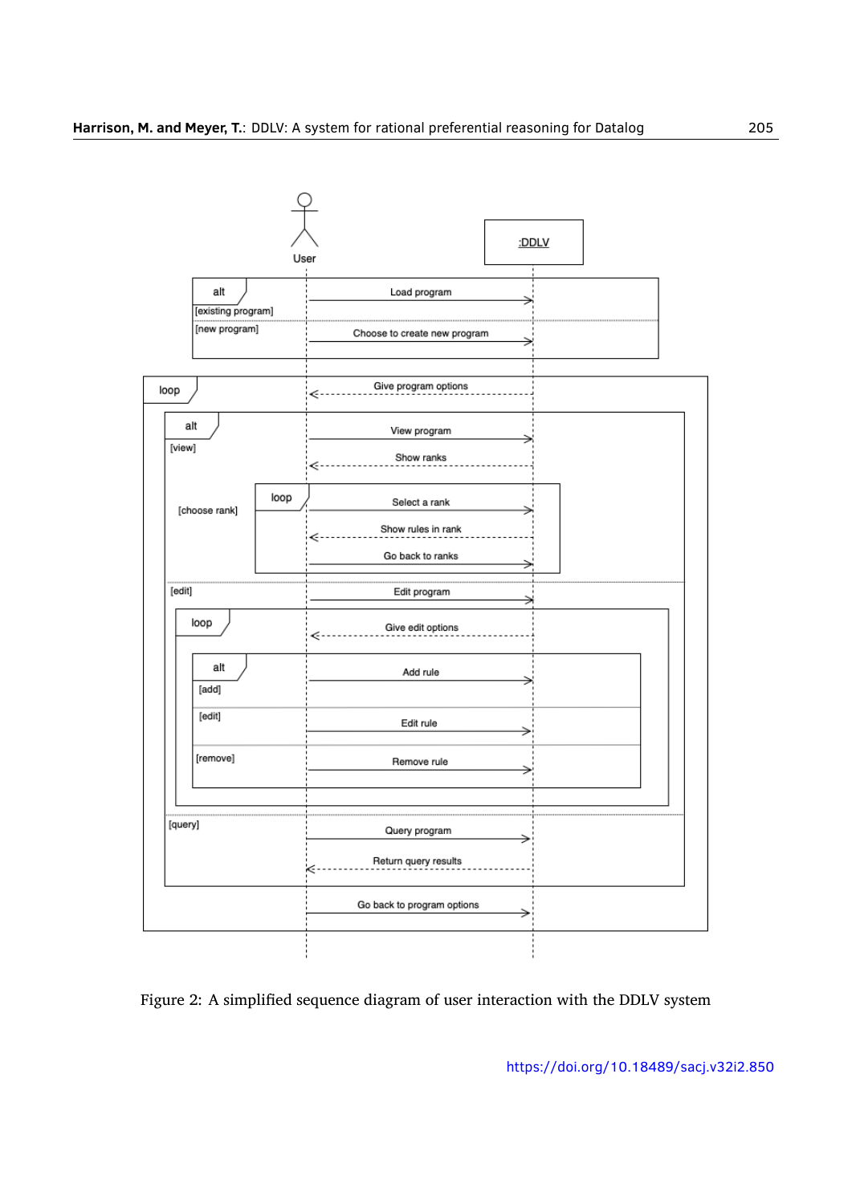Figure 2: A simplified sequence diagram of user interaction with the DDLV system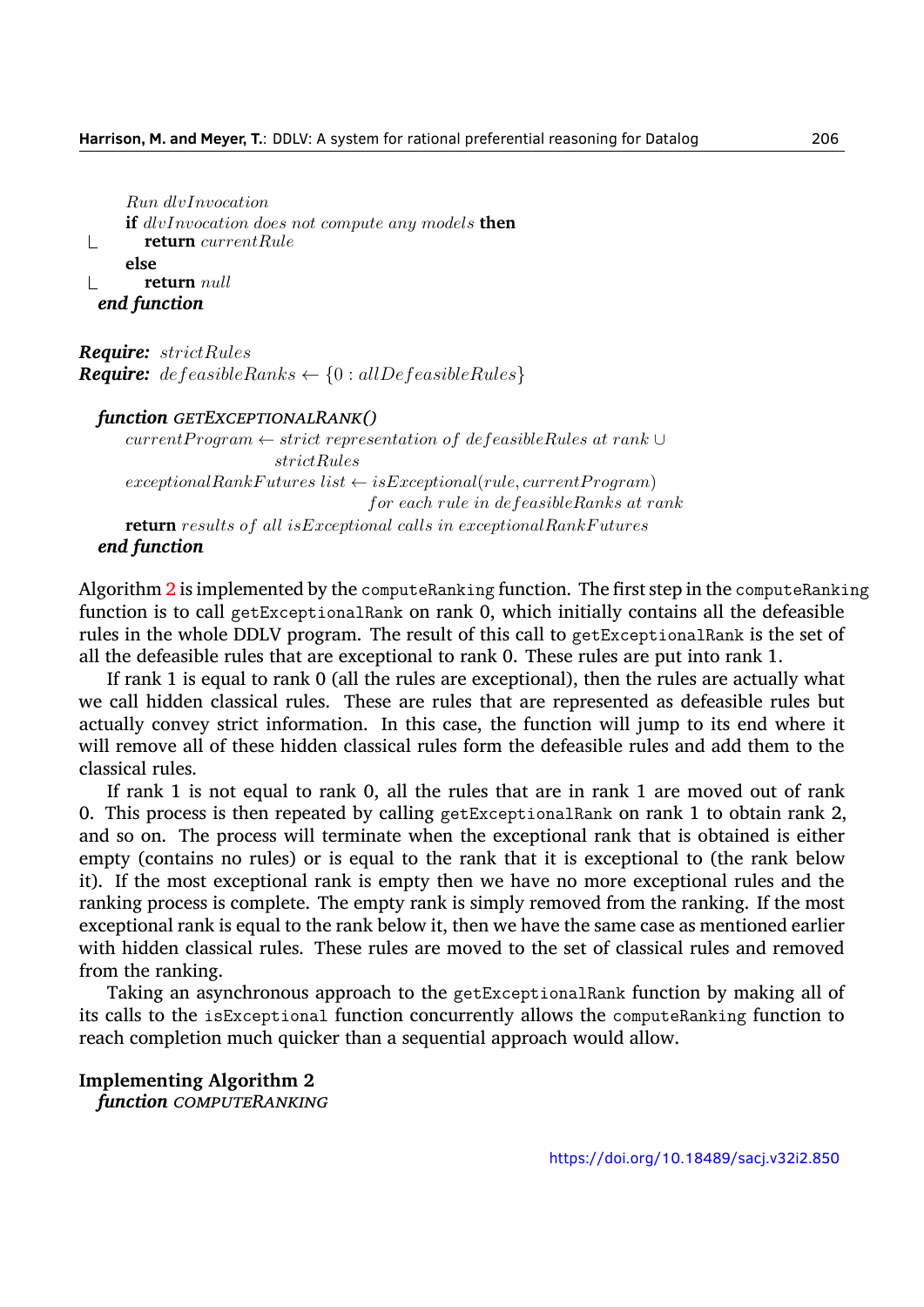*Run dlvInvocation*
    **if** *dlvInvocation does not compute any models* **then**
        **return** *currentRule*
    **else**
        **return** *null*
***end function***

***Require:*** *strictRules*
***Require:*** $defeasibleRanks \leftarrow \{0 : allDefeasibleRules\}$

***function*** GETEXCEPTIONALRANK()
    $currentProgram \leftarrow$ *strict representation of defeasibleRules at rank* $\cup$ *strictRules*
    $exceptionalRankFutures$ *list* $\leftarrow isExceptional(rule, currentProgram)$ *for each rule in defeasibleRanks at rank*
    **return** *results of all isExceptional calls in exceptionalRankFutures*
***end function***

Algorithm 2 is implemented by the `computeRanking` function. The first step in the `computeRanking` function is to call `getExceptionalRank` on rank 0, which initially contains all the defeasible rules in the whole DDLV program. The result of this call to `getExceptionalRank` is the set of all the defeasible rules that are exceptional to rank 0. These rules are put into rank 1.

If rank 1 is equal to rank 0 (all the rules are exceptional), then the rules are actually what we call hidden classical rules. These are rules that are represented as defeasible rules but actually convey strict information. In this case, the function will jump to its end where it will remove all of these hidden classical rules form the defeasible rules and add them to the classical rules.

If rank 1 is not equal to rank 0, all the rules that are in rank 1 are moved out of rank 0. This process is then repeated by calling `getExceptionalRank` on rank 1 to obtain rank 2, and so on. The process will terminate when the exceptional rank that is obtained is either empty (contains no rules) or is equal to the rank that it is exceptional to (the rank below it). If the most exceptional rank is empty then we have no more exceptional rules and the ranking process is complete. The empty rank is simply removed from the ranking. If the most exceptional rank is equal to the rank below it, then we have the same case as mentioned earlier with hidden classical rules. These rules are moved to the set of classical rules and removed from the ranking.

Taking an asynchronous approach to the `getExceptionalRank` function by making all of its calls to the `isExceptional` function concurrently allows the `computeRanking` function to reach completion much quicker than a sequential approach would allow.

**Implementing Algorithm 2**

***function*** COMPUTERANKING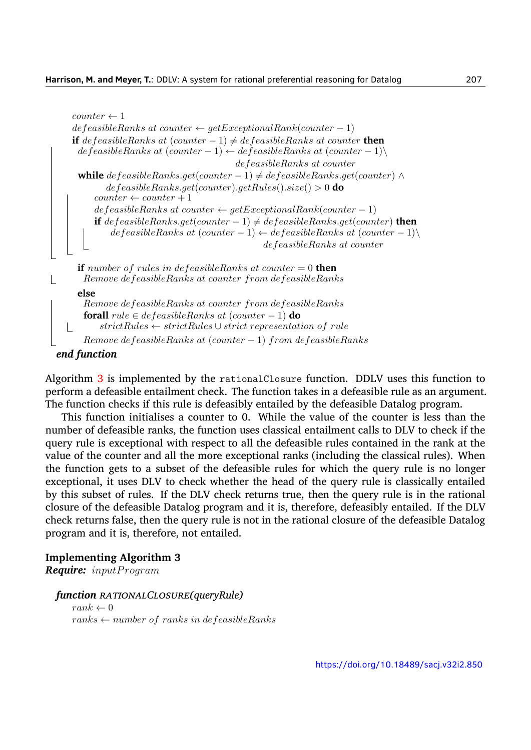```
counter ← 1
defeasibleRanks at counter ← getExceptionalRank(counter − 1)
if defeasibleRanks at (counter − 1) ≠ defeasibleRanks at counter then
    defeasibleRanks at (counter − 1) ← defeasibleRanks at (counter − 1)\
                                       defeasibleRanks at counter
    while defeasibleRanks.get(counter − 1) ≠ defeasibleRanks.get(counter) ∧
          defeasibleRanks.get(counter).getRules().size() > 0 do
        counter ← counter + 1
        defeasibleRanks at counter ← getExceptionalRank(counter − 1)
        if defeasibleRanks.get(counter − 1) ≠ defeasibleRanks.get(counter) then
            defeasibleRanks at (counter − 1) ← defeasibleRanks at (counter − 1)\
                                               defeasibleRanks at counter
    if number of rules in defeasibleRanks at counter = 0 then
        Remove defeasibleRanks at counter from defeasibleRanks
    else
        Remove defeasibleRanks at counter from defeasibleRanks
        forall rule ∈ defeasibleRanks at (counter − 1) do
            strictRules ← strictRules ∪ strict representation of rule
        Remove defeasibleRanks at (counter − 1) from defeasibleRanks
end function
```

Algorithm 3 is implemented by the `rationalClosure` function. DDLV uses this function to perform a defeasible entailment check. The function takes in a defeasible rule as an argument. The function checks if this rule is defeasibly entailed by the defeasible Datalog program.

This function initialises a counter to 0. While the value of the counter is less than the number of defeasible ranks, the function uses classical entailment calls to DLV to check if the query rule is exceptional with respect to all the defeasible rules contained in the rank at the value of the counter and all the more exceptional ranks (including the classical rules). When the function gets to a subset of the defeasible rules for which the query rule is no longer exceptional, it uses DLV to check whether the head of the query rule is classically entailed by this subset of rules. If the DLV check returns true, then the query rule is in the rational closure of the defeasible Datalog program and it is, therefore, defeasibly entailed. If the DLV check returns false, then the query rule is not in the rational closure of the defeasible Datalog program and it is, therefore, not entailed.

**Implementing Algorithm 3**

```
Require: inputProgram

function RATIONALCLOSURE(queryRule)
    rank ← 0
    ranks ← number of ranks in defeasibleRanks
```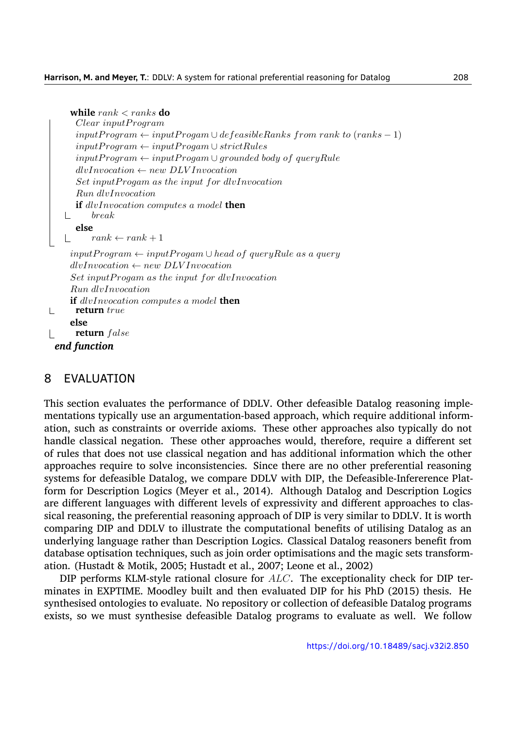```
    while rank < ranks do
        Clear inputProgram
        inputProgram ← inputProgam ∪ defeasibleRanks from rank to (ranks − 1)
        inputProgram ← inputProgam ∪ strictRules
        inputProgram ← inputProgam ∪ grounded body of queryRule
        dlvInvocation ← new DLVInvocation
        Set inputProgam as the input for dlvInvocation
        Run dlvInvocation
        if dlvInvocation computes a model then
            break
        else
            rank ← rank + 1
    inputProgram ← inputProgam ∪ head of queryRule as a query
    dlvInvocation ← new DLVInvocation
    Set inputProgam as the input for dlvInvocation
    Run dlvInvocation
    if dlvInvocation computes a model then
        return true
    else
        return false
end function
```

## 8 EVALUATION

This section evaluates the performance of DDLV. Other defeasible Datalog reasoning implementations typically use an argumentation-based approach, which require additional information, such as constraints or override axioms. These other approaches also typically do not handle classical negation. These other approaches would, therefore, require a different set of rules that does not use classical negation and has additional information which the other approaches require to solve inconsistencies. Since there are no other preferential reasoning systems for defeasible Datalog, we compare DDLV with DIP, the Defeasible-Infererence Platform for Description Logics (Meyer et al., 2014). Although Datalog and Description Logics are different languages with different levels of expressivity and different approaches to classical reasoning, the preferential reasoning approach of DIP is very similar to DDLV. It is worth comparing DIP and DDLV to illustrate the computational benefits of utilising Datalog as an underlying language rather than Description Logics. Classical Datalog reasoners benefit from database optisation techniques, such as join order optimisations and the magic sets transformation. (Hustadt & Motik, 2005; Hustadt et al., 2007; Leone et al., 2002)

DIP performs KLM-style rational closure for $ALC$. The exceptionality check for DIP terminates in EXPTIME. Moodley built and then evaluated DIP for his PhD (2015) thesis. He synthesised ontologies to evaluate. No repository or collection of defeasible Datalog programs exists, so we must synthesise defeasible Datalog programs to evaluate as well. We follow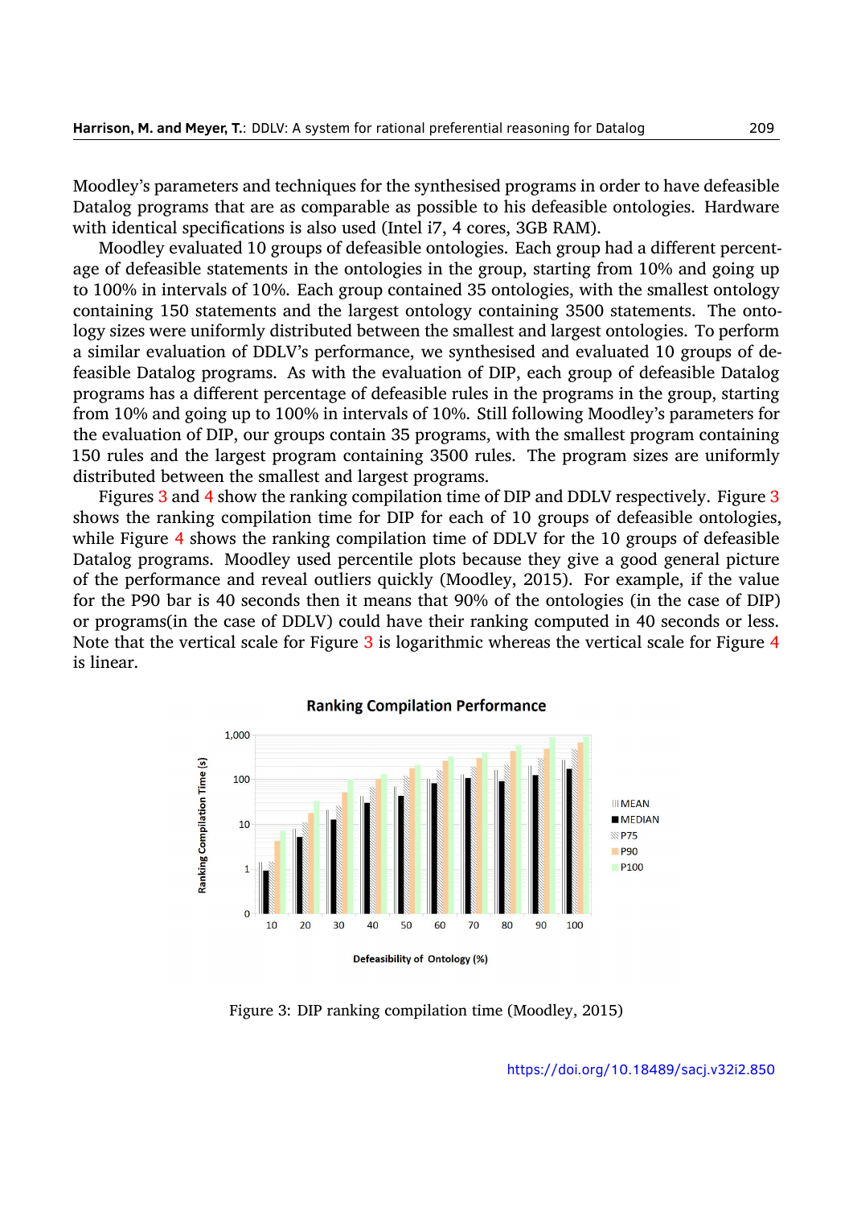Moodley's parameters and techniques for the synthesised programs in order to have defeasible Datalog programs that are as comparable as possible to his defeasible ontologies. Hardware with identical specifications is also used (Intel i7, 4 cores, 3GB RAM).

Moodley evaluated 10 groups of defeasible ontologies. Each group had a different percentage of defeasible statements in the ontologies in the group, starting from 10% and going up to 100% in intervals of 10%. Each group contained 35 ontologies, with the smallest ontology containing 150 statements and the largest ontology containing 3500 statements. The ontology sizes were uniformly distributed between the smallest and largest ontologies. To perform a similar evaluation of DDLV's performance, we synthesised and evaluated 10 groups of defeasible Datalog programs. As with the evaluation of DIP, each group of defeasible Datalog programs has a different percentage of defeasible rules in the programs in the group, starting from 10% and going up to 100% in intervals of 10%. Still following Moodley's parameters for the evaluation of DIP, our groups contain 35 programs, with the smallest program containing 150 rules and the largest program containing 3500 rules. The program sizes are uniformly distributed between the smallest and largest programs.

Figures 3 and 4 show the ranking compilation time of DIP and DDLV respectively. Figure 3 shows the ranking compilation time for DIP for each of 10 groups of defeasible ontologies, while Figure 4 shows the ranking compilation time of DDLV for the 10 groups of defeasible Datalog programs. Moodley used percentile plots because they give a good general picture of the performance and reveal outliers quickly (Moodley, 2015). For example, if the value for the P90 bar is 40 seconds then it means that 90% of the ontologies (in the case of DIP) or programs(in the case of DDLV) could have their ranking computed in 40 seconds or less. Note that the vertical scale for Figure 3 is logarithmic whereas the vertical scale for Figure 4 is linear.

Figure 3: DIP ranking compilation time (Moodley, 2015)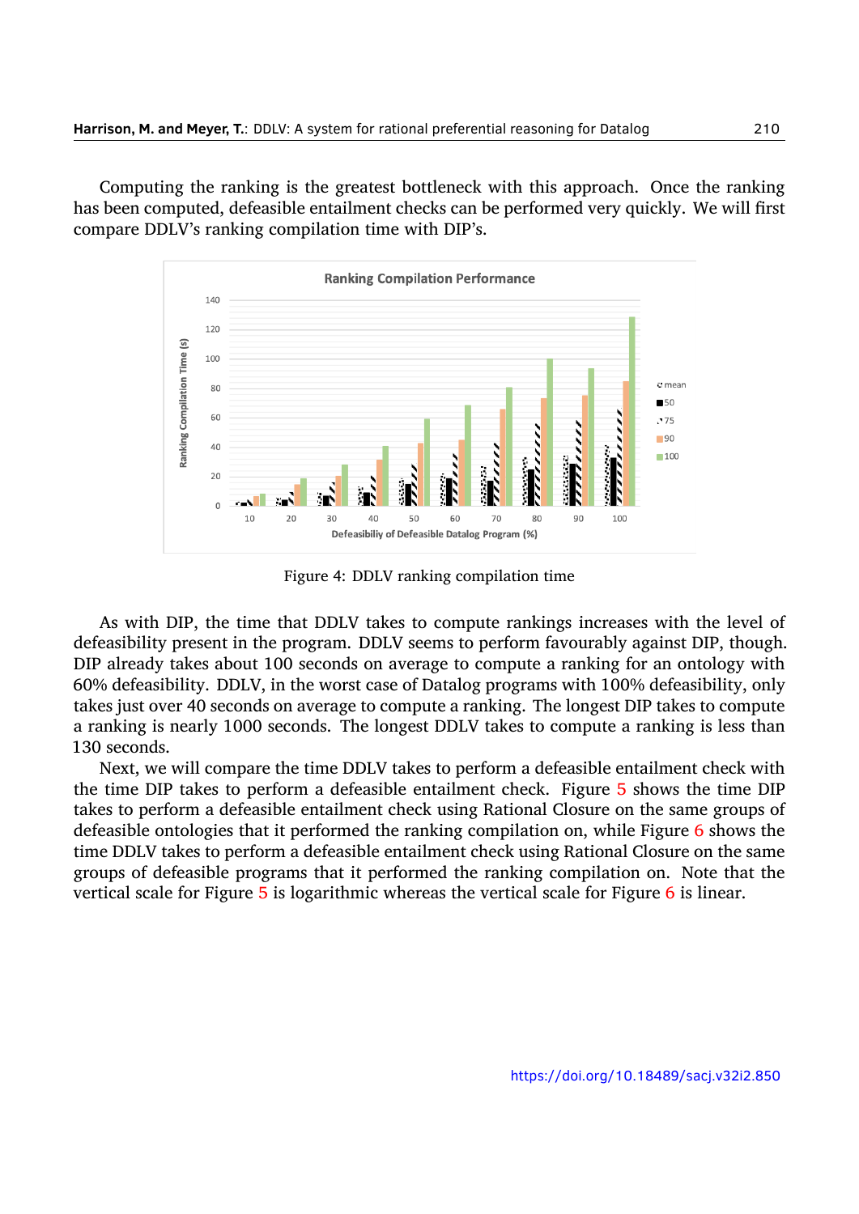Computing the ranking is the greatest bottleneck with this approach. Once the ranking has been computed, defeasible entailment checks can be performed very quickly. We will first compare DDLV's ranking compilation time with DIP's.

Figure 4: DDLV ranking compilation time

As with DIP, the time that DDLV takes to compute rankings increases with the level of defeasibility present in the program. DDLV seems to perform favourably against DIP, though. DIP already takes about 100 seconds on average to compute a ranking for an ontology with 60% defeasibility. DDLV, in the worst case of Datalog programs with 100% defeasibility, only takes just over 40 seconds on average to compute a ranking. The longest DIP takes to compute a ranking is nearly 1000 seconds. The longest DDLV takes to compute a ranking is less than 130 seconds.

Next, we will compare the time DDLV takes to perform a defeasible entailment check with the time DIP takes to perform a defeasible entailment check. Figure 5 shows the time DIP takes to perform a defeasible entailment check using Rational Closure on the same groups of defeasible ontologies that it performed the ranking compilation on, while Figure 6 shows the time DDLV takes to perform a defeasible entailment check using Rational Closure on the same groups of defeasible programs that it performed the ranking compilation on. Note that the vertical scale for Figure 5 is logarithmic whereas the vertical scale for Figure 6 is linear.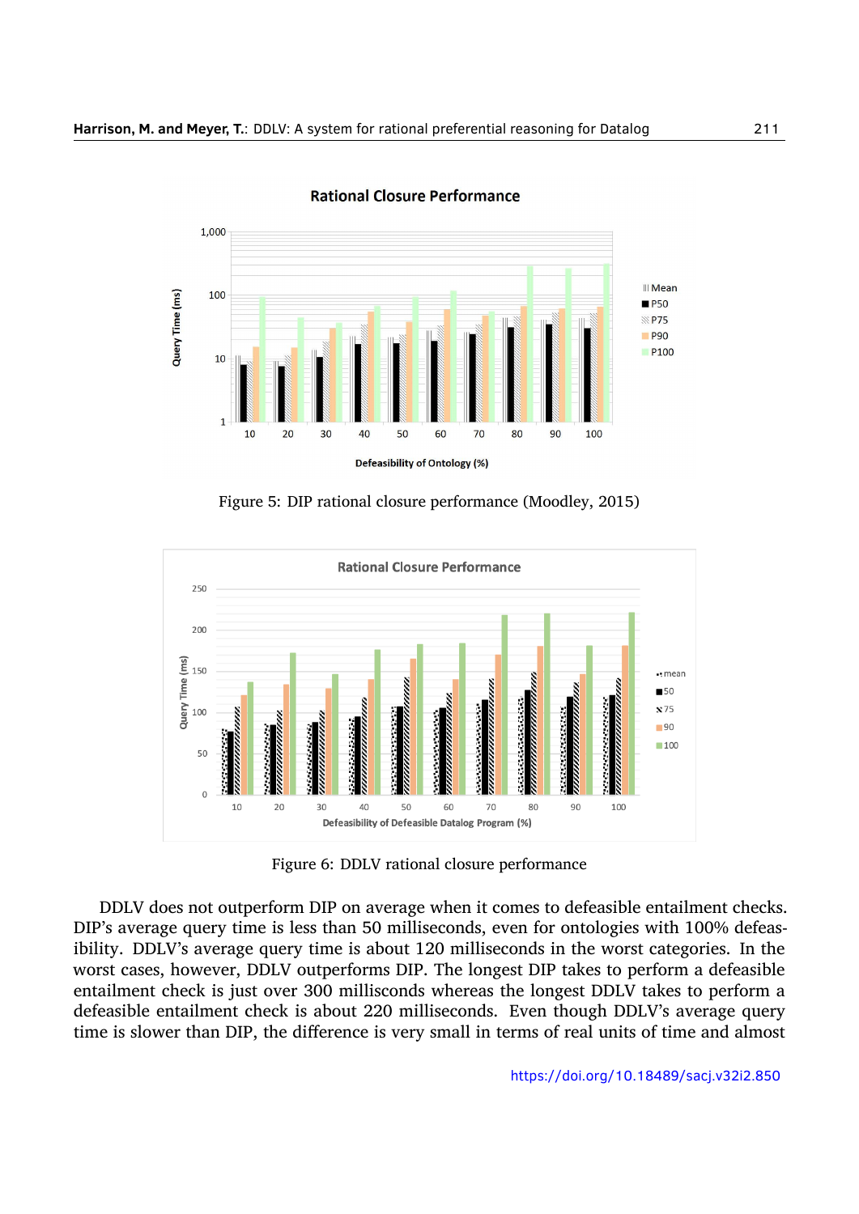Figure 5: DIP rational closure performance (Moodley, 2015)

Figure 6: DDLV rational closure performance

DDLV does not outperform DIP on average when it comes to defeasible entailment checks. DIP's average query time is less than 50 milliseconds, even for ontologies with 100% defeasibility. DDLV's average query time is about 120 milliseconds in the worst categories. In the worst cases, however, DDLV outperforms DIP. The longest DIP takes to perform a defeasible entailment check is just over 300 millisconds whereas the longest DDLV takes to perform a defeasible entailment check is about 220 milliseconds. Even though DDLV's average query time is slower than DIP, the difference is very small in terms of real units of time and almost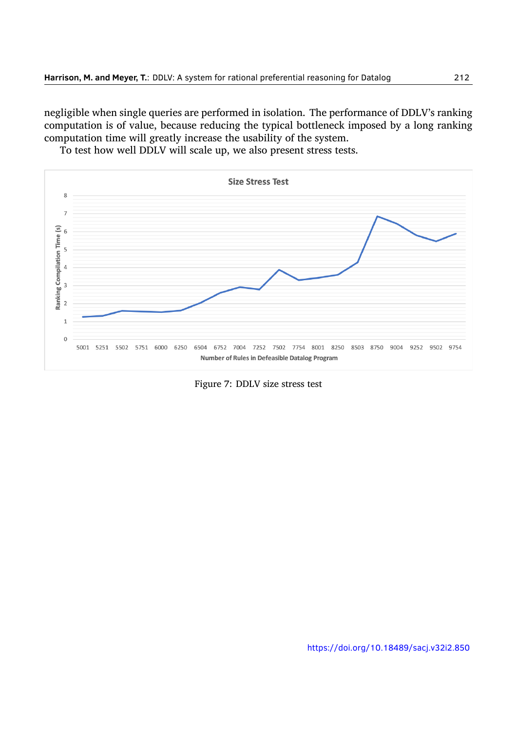negligible when single queries are performed in isolation. The performance of DDLV's ranking computation is of value, because reducing the typical bottleneck imposed by a long ranking computation time will greatly increase the usability of the system.

To test how well DDLV will scale up, we also present stress tests.

Figure 7: DDLV size stress test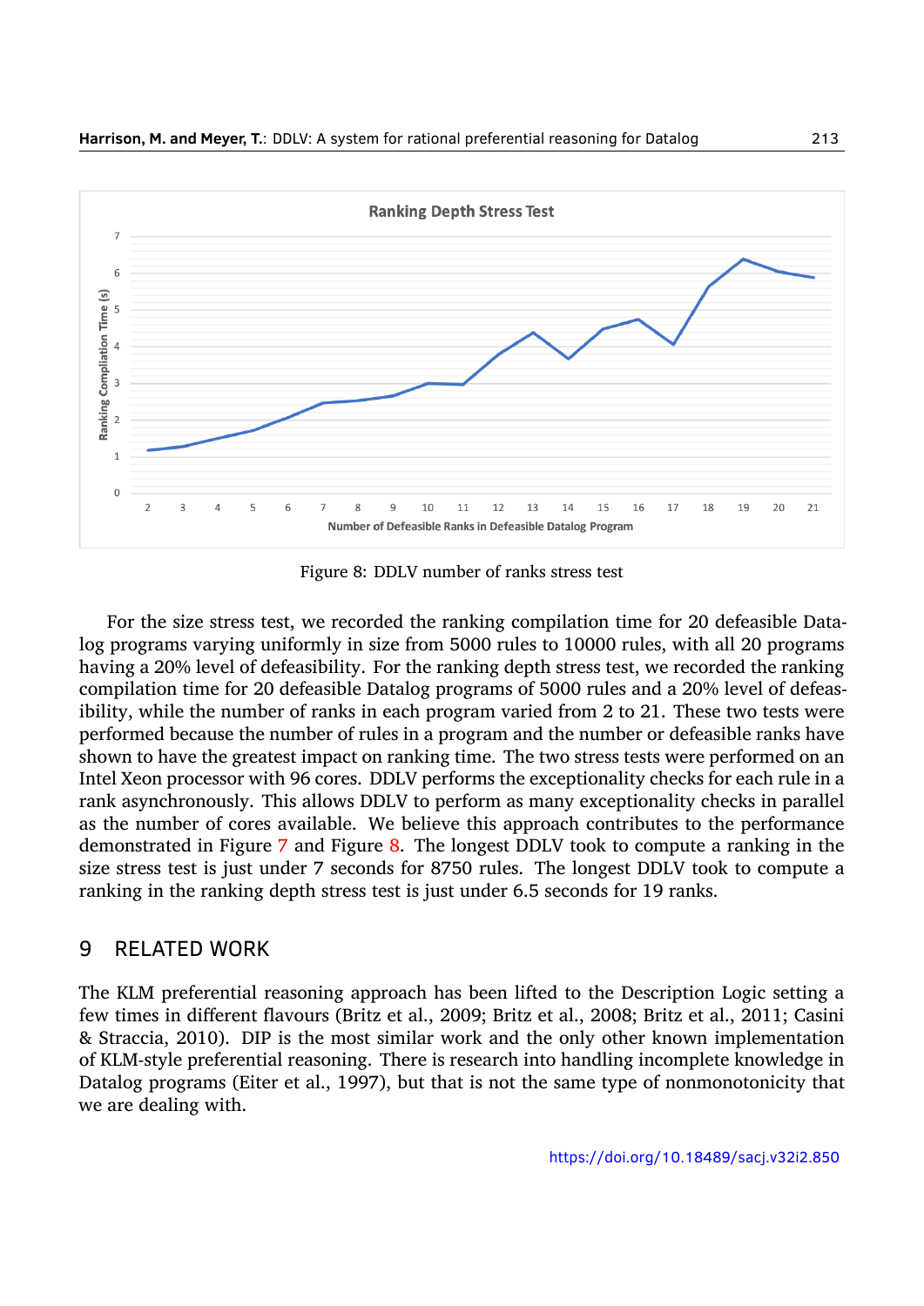Figure 8: DDLV number of ranks stress test

For the size stress test, we recorded the ranking compilation time for 20 defeasible Datalog programs varying uniformly in size from 5000 rules to 10000 rules, with all 20 programs having a 20% level of defeasibility. For the ranking depth stress test, we recorded the ranking compilation time for 20 defeasible Datalog programs of 5000 rules and a 20% level of defeasibility, while the number of ranks in each program varied from 2 to 21. These two tests were performed because the number of rules in a program and the number or defeasible ranks have shown to have the greatest impact on ranking time. The two stress tests were performed on an Intel Xeon processor with 96 cores. DDLV performs the exceptionality checks for each rule in a rank asynchronously. This allows DDLV to perform as many exceptionality checks in parallel as the number of cores available. We believe this approach contributes to the performance demonstrated in Figure 7 and Figure 8. The longest DDLV took to compute a ranking in the size stress test is just under 7 seconds for 8750 rules. The longest DDLV took to compute a ranking in the ranking depth stress test is just under 6.5 seconds for 19 ranks.

## 9 RELATED WORK

The KLM preferential reasoning approach has been lifted to the Description Logic setting a few times in different flavours (Britz et al., 2009; Britz et al., 2008; Britz et al., 2011; Casini & Straccia, 2010). DIP is the most similar work and the only other known implementation of KLM-style preferential reasoning. There is research into handling incomplete knowledge in Datalog programs (Eiter et al., 1997), but that is not the same type of nonmonotonicity that we are dealing with.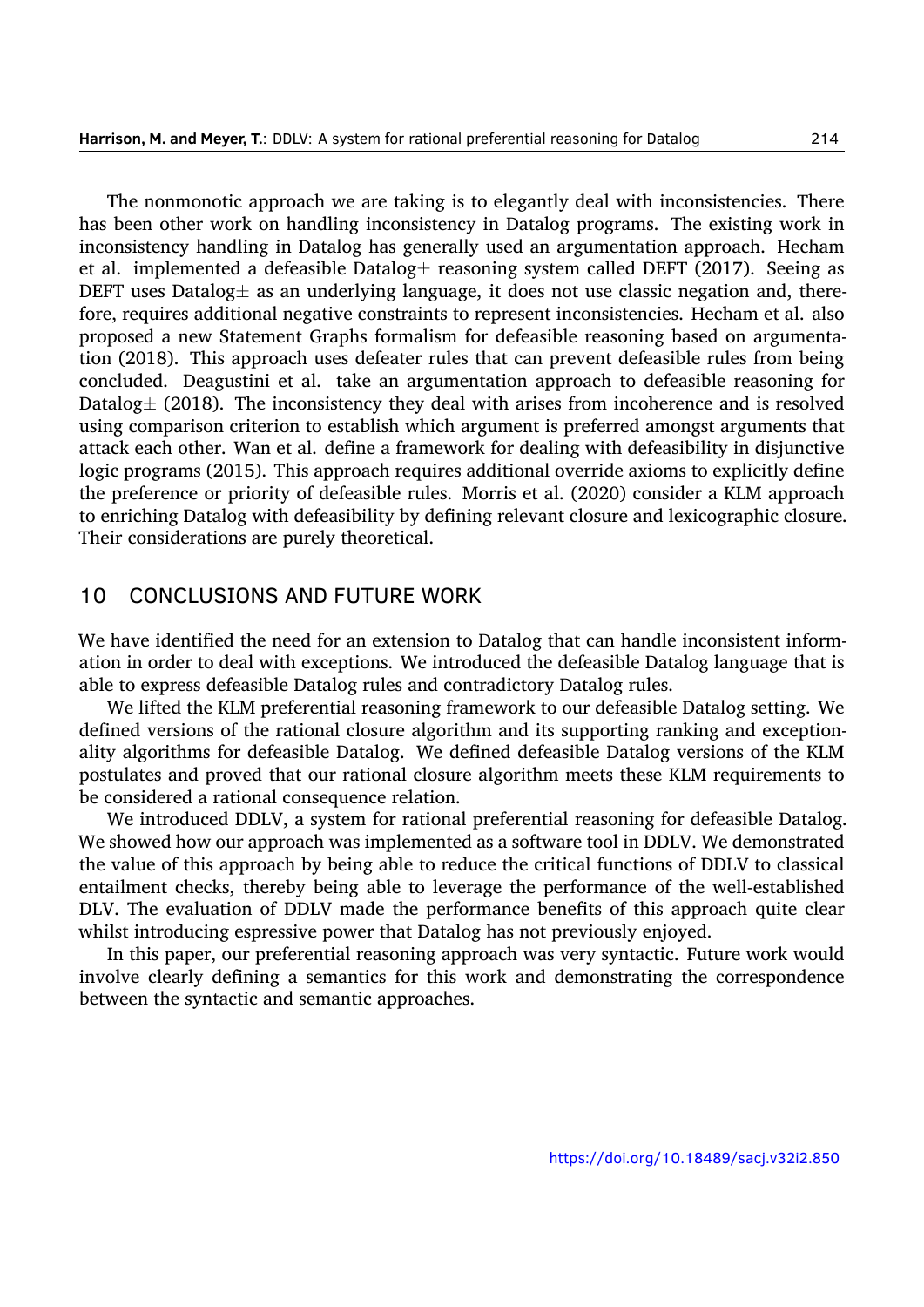The nonmonotic approach we are taking is to elegantly deal with inconsistencies. There has been other work on handling inconsistency in Datalog programs. The existing work in inconsistency handling in Datalog has generally used an argumentation approach. Hecham et al. implemented a defeasible Datalog$\pm$ reasoning system called DEFT (2017). Seeing as DEFT uses Datalog$\pm$ as an underlying language, it does not use classic negation and, therefore, requires additional negative constraints to represent inconsistencies. Hecham et al. also proposed a new Statement Graphs formalism for defeasible reasoning based on argumentation (2018). This approach uses defeater rules that can prevent defeasible rules from being concluded. Deagustini et al. take an argumentation approach to defeasible reasoning for Datalog$\pm$ (2018). The inconsistency they deal with arises from incoherence and is resolved using comparison criterion to establish which argument is preferred amongst arguments that attack each other. Wan et al. define a framework for dealing with defeasibility in disjunctive logic programs (2015). This approach requires additional override axioms to explicitly define the preference or priority of defeasible rules. Morris et al. (2020) consider a KLM approach to enriching Datalog with defeasibility by defining relevant closure and lexicographic closure. Their considerations are purely theoretical.

## 10 CONCLUSIONS AND FUTURE WORK

We have identified the need for an extension to Datalog that can handle inconsistent information in order to deal with exceptions. We introduced the defeasible Datalog language that is able to express defeasible Datalog rules and contradictory Datalog rules.

We lifted the KLM preferential reasoning framework to our defeasible Datalog setting. We defined versions of the rational closure algorithm and its supporting ranking and exceptionality algorithms for defeasible Datalog. We defined defeasible Datalog versions of the KLM postulates and proved that our rational closure algorithm meets these KLM requirements to be considered a rational consequence relation.

We introduced DDLV, a system for rational preferential reasoning for defeasible Datalog. We showed how our approach was implemented as a software tool in DDLV. We demonstrated the value of this approach by being able to reduce the critical functions of DDLV to classical entailment checks, thereby being able to leverage the performance of the well-established DLV. The evaluation of DDLV made the performance benefits of this approach quite clear whilst introducing espressive power that Datalog has not previously enjoyed.

In this paper, our preferential reasoning approach was very syntactic. Future work would involve clearly defining a semantics for this work and demonstrating the correspondence between the syntactic and semantic approaches.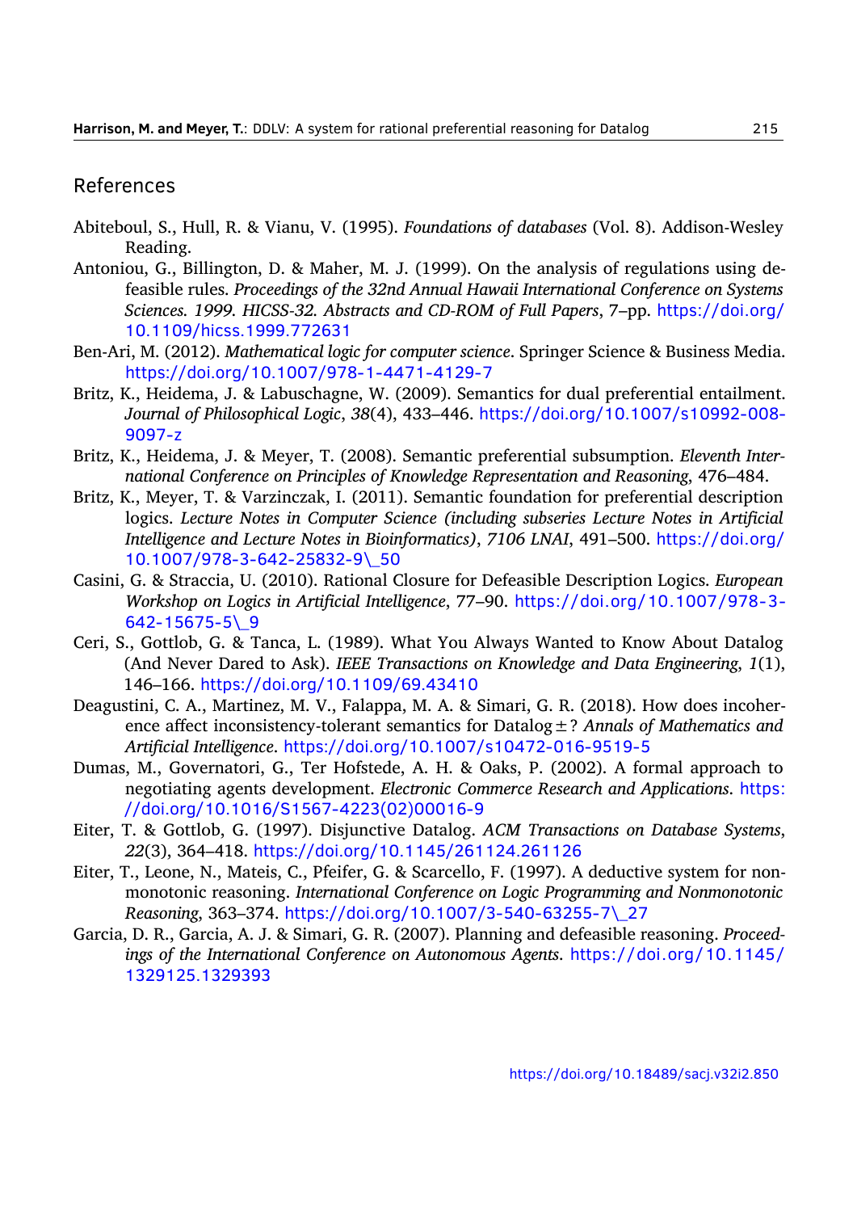## References

Abiteboul, S., Hull, R. & Vianu, V. (1995). *Foundations of databases* (Vol. 8). Addison-Wesley Reading.

Antoniou, G., Billington, D. & Maher, M. J. (1999). On the analysis of regulations using defeasible rules. *Proceedings of the 32nd Annual Hawaii International Conference on Systems Sciences. 1999. HICSS-32. Abstracts and CD-ROM of Full Papers*, 7–pp. https://doi.org/10.1109/hicss.1999.772631

Ben-Ari, M. (2012). *Mathematical logic for computer science*. Springer Science & Business Media. https://doi.org/10.1007/978-1-4471-4129-7

Britz, K., Heidema, J. & Labuschagne, W. (2009). Semantics for dual preferential entailment. *Journal of Philosophical Logic*, *38*(4), 433–446. https://doi.org/10.1007/s10992-008-9097-z

Britz, K., Heidema, J. & Meyer, T. (2008). Semantic preferential subsumption. *Eleventh International Conference on Principles of Knowledge Representation and Reasoning*, 476–484.

Britz, K., Meyer, T. & Varzinczak, I. (2011). Semantic foundation for preferential description logics. *Lecture Notes in Computer Science (including subseries Lecture Notes in Artificial Intelligence and Lecture Notes in Bioinformatics)*, *7106 LNAI*, 491–500. https://doi.org/10.1007/978-3-642-25832-9\_50

Casini, G. & Straccia, U. (2010). Rational Closure for Defeasible Description Logics. *European Workshop on Logics in Artificial Intelligence*, 77–90. https://doi.org/10.1007/978-3-642-15675-5\_9

Ceri, S., Gottlob, G. & Tanca, L. (1989). What You Always Wanted to Know About Datalog (And Never Dared to Ask). *IEEE Transactions on Knowledge and Data Engineering*, *1*(1), 146–166. https://doi.org/10.1109/69.43410

Deagustini, C. A., Martinez, M. V., Falappa, M. A. & Simari, G. R. (2018). How does incoherence affect inconsistency-tolerant semantics for Datalog ± ? *Annals of Mathematics and Artificial Intelligence*. https://doi.org/10.1007/s10472-016-9519-5

Dumas, M., Governatori, G., Ter Hofstede, A. H. & Oaks, P. (2002). A formal approach to negotiating agents development. *Electronic Commerce Research and Applications*. https://doi.org/10.1016/S1567-4223(02)00016-9

Eiter, T. & Gottlob, G. (1997). Disjunctive Datalog. *ACM Transactions on Database Systems*, *22*(3), 364–418. https://doi.org/10.1145/261124.261126

Eiter, T., Leone, N., Mateis, C., Pfeifer, G. & Scarcello, F. (1997). A deductive system for non-monotonic reasoning. *International Conference on Logic Programming and Nonmonotonic Reasoning*, 363–374. https://doi.org/10.1007/3-540-63255-7\_27

Garcia, D. R., Garcia, A. J. & Simari, G. R. (2007). Planning and defeasible reasoning. *Proceedings of the International Conference on Autonomous Agents*. https://doi.org/10.1145/1329125.1329393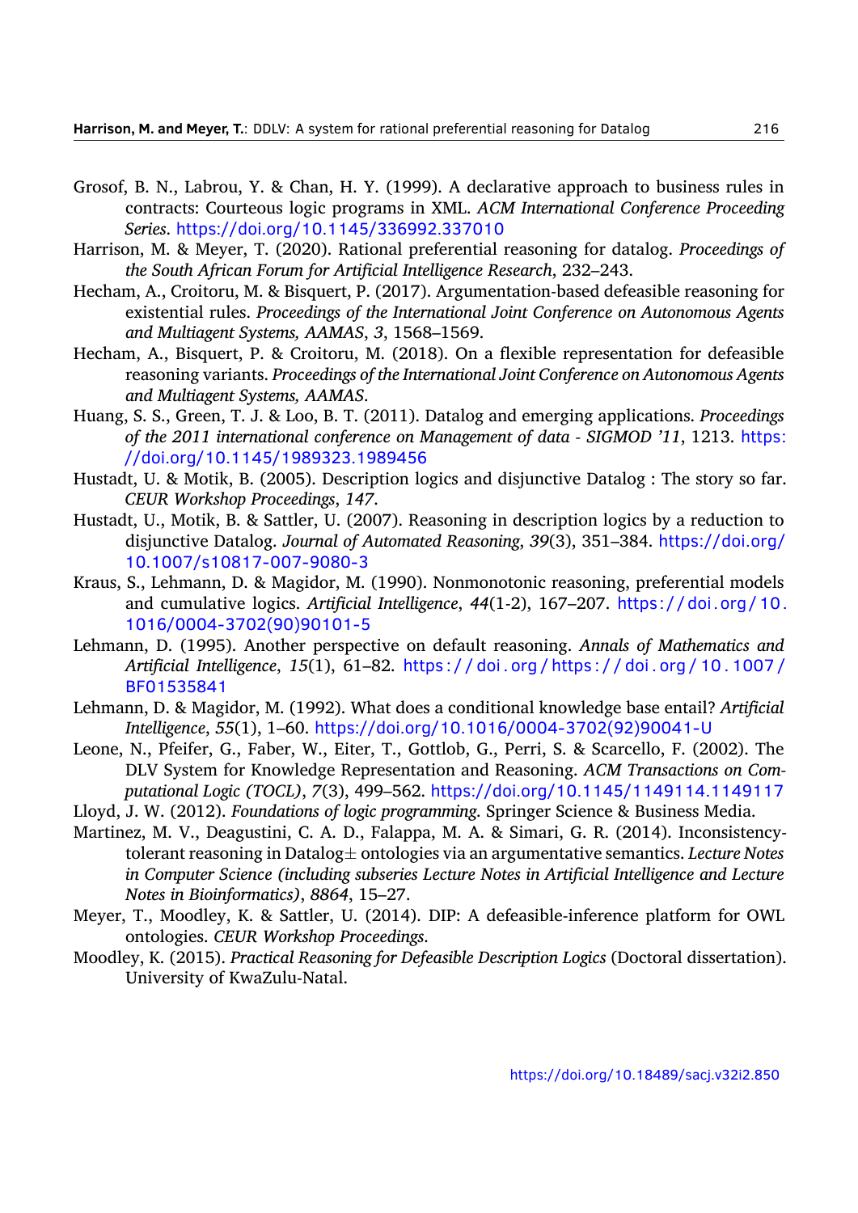Grosof, B. N., Labrou, Y. & Chan, H. Y. (1999). A declarative approach to business rules in contracts: Courteous logic programs in XML. *ACM International Conference Proceeding Series*. https://doi.org/10.1145/336992.337010

Harrison, M. & Meyer, T. (2020). Rational preferential reasoning for datalog. *Proceedings of the South African Forum for Artificial Intelligence Research*, 232–243.

Hecham, A., Croitoru, M. & Bisquert, P. (2017). Argumentation-based defeasible reasoning for existential rules. *Proceedings of the International Joint Conference on Autonomous Agents and Multiagent Systems, AAMAS*, *3*, 1568–1569.

Hecham, A., Bisquert, P. & Croitoru, M. (2018). On a flexible representation for defeasible reasoning variants. *Proceedings of the International Joint Conference on Autonomous Agents and Multiagent Systems, AAMAS*.

Huang, S. S., Green, T. J. & Loo, B. T. (2011). Datalog and emerging applications. *Proceedings of the 2011 international conference on Management of data - SIGMOD '11*, 1213. https://doi.org/10.1145/1989323.1989456

Hustadt, U. & Motik, B. (2005). Description logics and disjunctive Datalog : The story so far. *CEUR Workshop Proceedings*, *147*.

Hustadt, U., Motik, B. & Sattler, U. (2007). Reasoning in description logics by a reduction to disjunctive Datalog. *Journal of Automated Reasoning*, *39*(3), 351–384. https://doi.org/10.1007/s10817-007-9080-3

Kraus, S., Lehmann, D. & Magidor, M. (1990). Nonmonotonic reasoning, preferential models and cumulative logics. *Artificial Intelligence*, *44*(1-2), 167–207. https://doi.org/10.1016/0004-3702(90)90101-5

Lehmann, D. (1995). Another perspective on default reasoning. *Annals of Mathematics and Artificial Intelligence*, *15*(1), 61–82. https://doi.org/https://doi.org/10.1007/BF01535841

Lehmann, D. & Magidor, M. (1992). What does a conditional knowledge base entail? *Artificial Intelligence*, *55*(1), 1–60. https://doi.org/10.1016/0004-3702(92)90041-U

Leone, N., Pfeifer, G., Faber, W., Eiter, T., Gottlob, G., Perri, S. & Scarcello, F. (2002). The DLV System for Knowledge Representation and Reasoning. *ACM Transactions on Computational Logic (TOCL)*, *7*(3), 499–562. https://doi.org/10.1145/1149114.1149117

Lloyd, J. W. (2012). *Foundations of logic programming*. Springer Science & Business Media.

Martinez, M. V., Deagustini, C. A. D., Falappa, M. A. & Simari, G. R. (2014). Inconsistency-tolerant reasoning in Datalog± ontologies via an argumentative semantics. *Lecture Notes in Computer Science (including subseries Lecture Notes in Artificial Intelligence and Lecture Notes in Bioinformatics)*, *8864*, 15–27.

Meyer, T., Moodley, K. & Sattler, U. (2014). DIP: A defeasible-inference platform for OWL ontologies. *CEUR Workshop Proceedings*.

Moodley, K. (2015). *Practical Reasoning for Defeasible Description Logics* (Doctoral dissertation). University of KwaZulu-Natal.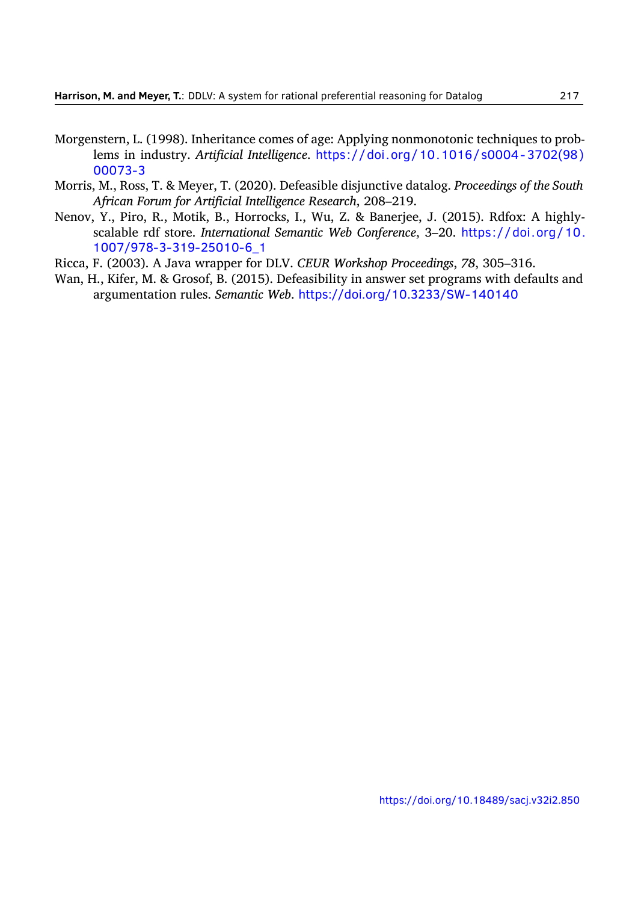Morgenstern, L. (1998). Inheritance comes of age: Applying nonmonotonic techniques to problems in industry. *Artificial Intelligence*. https://doi.org/10.1016/s0004-3702(98)00073-3

Morris, M., Ross, T. & Meyer, T. (2020). Defeasible disjunctive datalog. *Proceedings of the South African Forum for Artificial Intelligence Research*, 208–219.

Nenov, Y., Piro, R., Motik, B., Horrocks, I., Wu, Z. & Banerjee, J. (2015). Rdfox: A highly-scalable rdf store. *International Semantic Web Conference*, 3–20. https://doi.org/10.1007/978-3-319-25010-6_1

Ricca, F. (2003). A Java wrapper for DLV. *CEUR Workshop Proceedings*, *78*, 305–316.

Wan, H., Kifer, M. & Grosof, B. (2015). Defeasibility in answer set programs with defaults and argumentation rules. *Semantic Web*. https://doi.org/10.3233/SW-140140